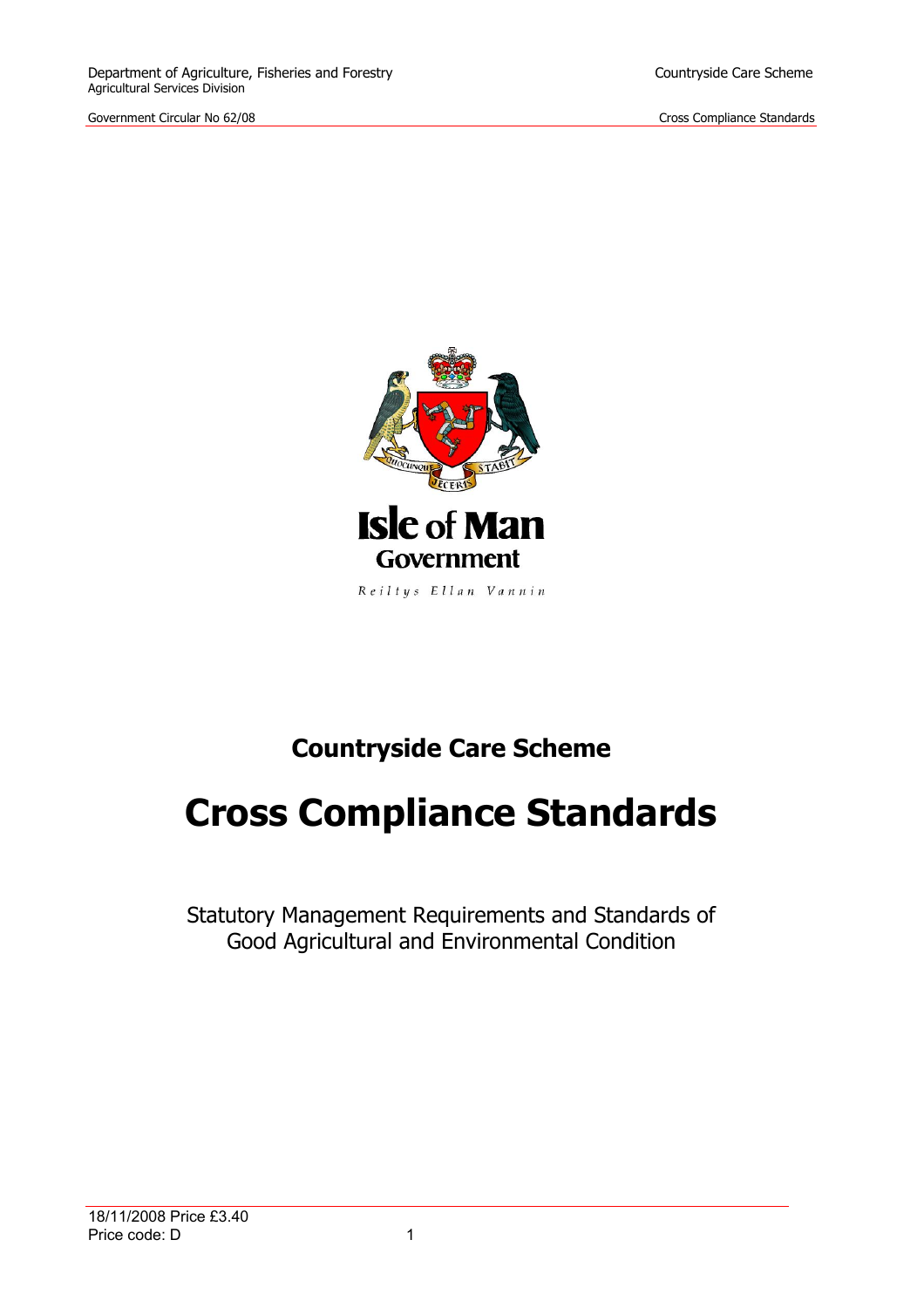Isle of Man Government

Reiltys Ellan Vannin

## Countryside Care Scheme

# Cross Compliance Standards

Statutory Management Requirements and Standards of Good Agricultural and Environmental Condition

18/11/2008 Price £3.40
Price code: D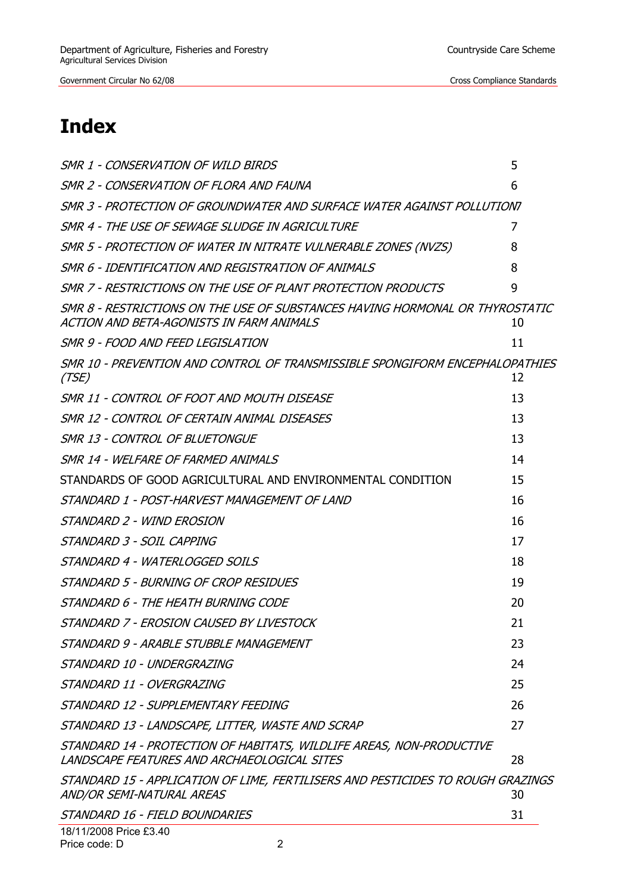# Index

| | |
|---|---|
| *SMR 1 - CONSERVATION OF WILD BIRDS* | 5 |
| *SMR 2 - CONSERVATION OF FLORA AND FAUNA* | 6 |
| *SMR 3 - PROTECTION OF GROUNDWATER AND SURFACE WATER AGAINST POLLUTION* | 7 |
| *SMR 4 - THE USE OF SEWAGE SLUDGE IN AGRICULTURE* | 7 |
| *SMR 5 - PROTECTION OF WATER IN NITRATE VULNERABLE ZONES (NVZS)* | 8 |
| *SMR 6 - IDENTIFICATION AND REGISTRATION OF ANIMALS* | 8 |
| *SMR 7 - RESTRICTIONS ON THE USE OF PLANT PROTECTION PRODUCTS* | 9 |
| *SMR 8 - RESTRICTIONS ON THE USE OF SUBSTANCES HAVING HORMONAL OR THYROSTATIC ACTION AND BETA-AGONISTS IN FARM ANIMALS* | 10 |
| *SMR 9 - FOOD AND FEED LEGISLATION* | 11 |
| *SMR 10 - PREVENTION AND CONTROL OF TRANSMISSIBLE SPONGIFORM ENCEPHALOPATHIES (TSE)* | 12 |
| *SMR 11 - CONTROL OF FOOT AND MOUTH DISEASE* | 13 |
| *SMR 12 - CONTROL OF CERTAIN ANIMAL DISEASES* | 13 |
| *SMR 13 - CONTROL OF BLUETONGUE* | 13 |
| *SMR 14 - WELFARE OF FARMED ANIMALS* | 14 |
| STANDARDS OF GOOD AGRICULTURAL AND ENVIRONMENTAL CONDITION | 15 |
| *STANDARD 1 - POST-HARVEST MANAGEMENT OF LAND* | 16 |
| *STANDARD 2 - WIND EROSION* | 16 |
| *STANDARD 3 - SOIL CAPPING* | 17 |
| *STANDARD 4 - WATERLOGGED SOILS* | 18 |
| *STANDARD 5 - BURNING OF CROP RESIDUES* | 19 |
| *STANDARD 6 - THE HEATH BURNING CODE* | 20 |
| *STANDARD 7 - EROSION CAUSED BY LIVESTOCK* | 21 |
| *STANDARD 9 - ARABLE STUBBLE MANAGEMENT* | 23 |
| *STANDARD 10 - UNDERGRAZING* | 24 |
| *STANDARD 11 - OVERGRAZING* | 25 |
| *STANDARD 12 - SUPPLEMENTARY FEEDING* | 26 |
| *STANDARD 13 - LANDSCAPE, LITTER, WASTE AND SCRAP* | 27 |
| *STANDARD 14 - PROTECTION OF HABITATS, WILDLIFE AREAS, NON-PRODUCTIVE LANDSCAPE FEATURES AND ARCHAEOLOGICAL SITES* | 28 |
| *STANDARD 15 - APPLICATION OF LIME, FERTILISERS AND PESTICIDES TO ROUGH GRAZINGS AND/OR SEMI-NATURAL AREAS* | 30 |
| *STANDARD 16 - FIELD BOUNDARIES* | 31 |

18/11/2008 Price £3.40
Price code: D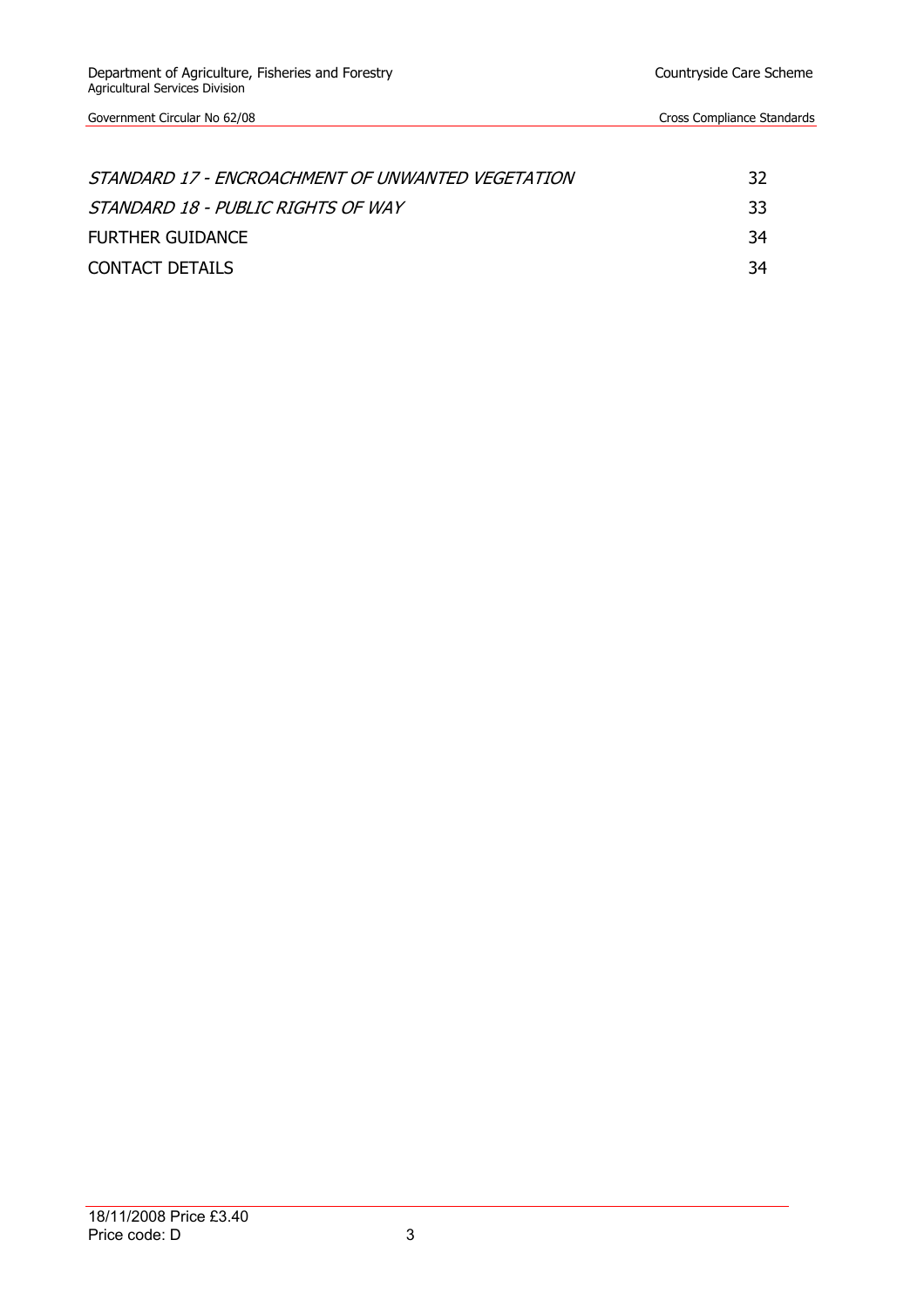| | |
|---|---|
| *STANDARD 17 - ENCROACHMENT OF UNWANTED VEGETATION* | 32 |
| *STANDARD 18 - PUBLIC RIGHTS OF WAY* | 33 |
| FURTHER GUIDANCE | 34 |
| CONTACT DETAILS | 34 |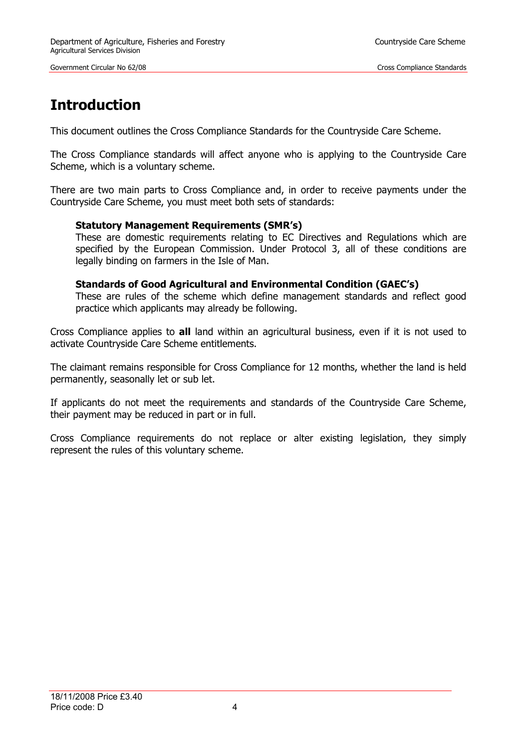# Introduction

This document outlines the Cross Compliance Standards for the Countryside Care Scheme.

The Cross Compliance standards will affect anyone who is applying to the Countryside Care Scheme, which is a voluntary scheme.

There are two main parts to Cross Compliance and, in order to receive payments under the Countryside Care Scheme, you must meet both sets of standards:

> **Statutory Management Requirements (SMR's)**
> These are domestic requirements relating to EC Directives and Regulations which are specified by the European Commission. Under Protocol 3, all of these conditions are legally binding on farmers in the Isle of Man.
>
> **Standards of Good Agricultural and Environmental Condition (GAEC's)**
> These are rules of the scheme which define management standards and reflect good practice which applicants may already be following.

Cross Compliance applies to **all** land within an agricultural business, even if it is not used to activate Countryside Care Scheme entitlements.

The claimant remains responsible for Cross Compliance for 12 months, whether the land is held permanently, seasonally let or sub let.

If applicants do not meet the requirements and standards of the Countryside Care Scheme, their payment may be reduced in part or in full.

Cross Compliance requirements do not replace or alter existing legislation, they simply represent the rules of this voluntary scheme.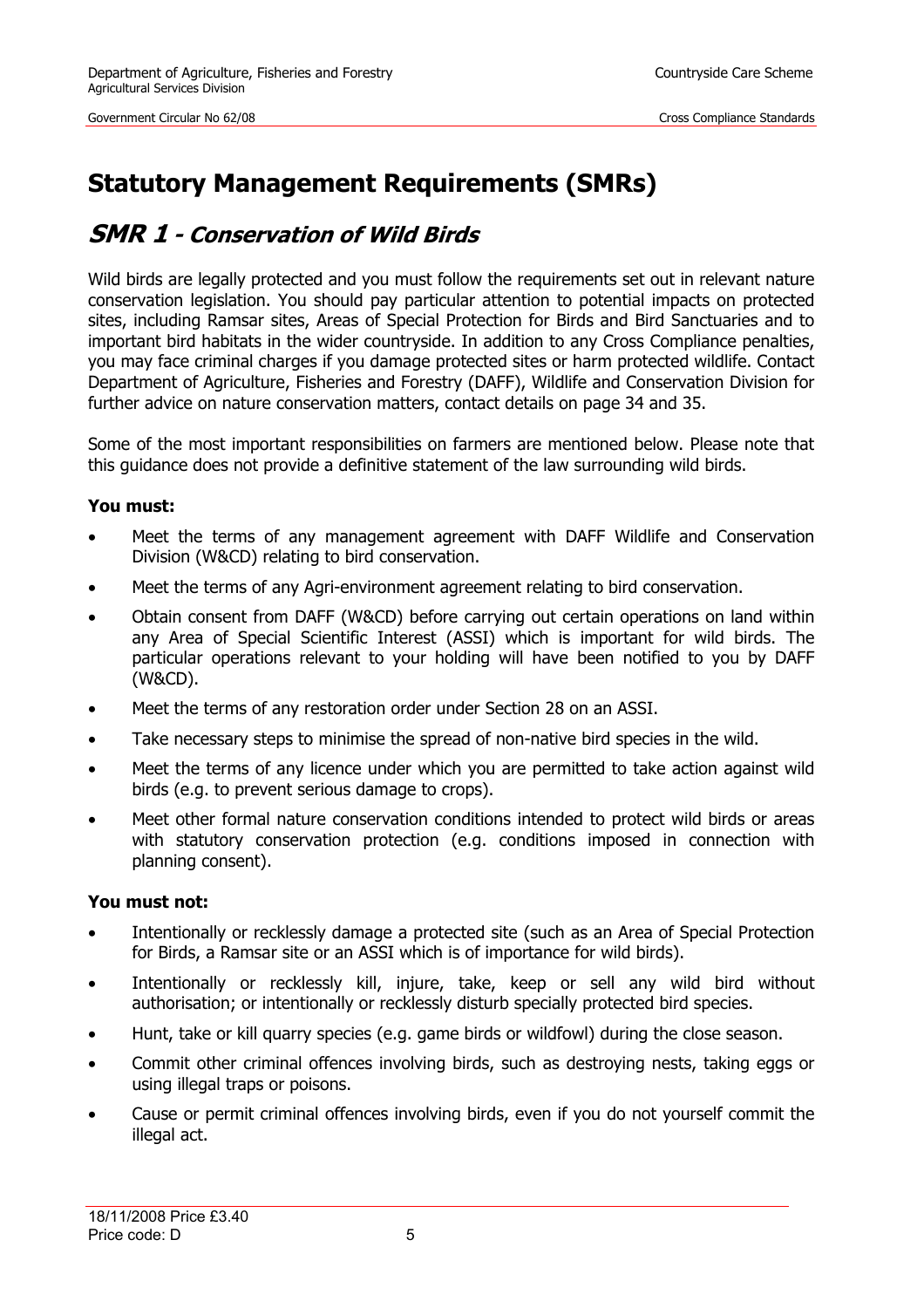# Statutory Management Requirements (SMRs)

## *SMR 1 - Conservation of Wild Birds*

Wild birds are legally protected and you must follow the requirements set out in relevant nature conservation legislation. You should pay particular attention to potential impacts on protected sites, including Ramsar sites, Areas of Special Protection for Birds and Bird Sanctuaries and to important bird habitats in the wider countryside. In addition to any Cross Compliance penalties, you may face criminal charges if you damage protected sites or harm protected wildlife. Contact Department of Agriculture, Fisheries and Forestry (DAFF), Wildlife and Conservation Division for further advice on nature conservation matters, contact details on page 34 and 35.

Some of the most important responsibilities on farmers are mentioned below. Please note that this guidance does not provide a definitive statement of the law surrounding wild birds.

**You must:**

- Meet the terms of any management agreement with DAFF Wildlife and Conservation Division (W&CD) relating to bird conservation.
- Meet the terms of any Agri-environment agreement relating to bird conservation.
- Obtain consent from DAFF (W&CD) before carrying out certain operations on land within any Area of Special Scientific Interest (ASSI) which is important for wild birds. The particular operations relevant to your holding will have been notified to you by DAFF (W&CD).
- Meet the terms of any restoration order under Section 28 on an ASSI.
- Take necessary steps to minimise the spread of non-native bird species in the wild.
- Meet the terms of any licence under which you are permitted to take action against wild birds (e.g. to prevent serious damage to crops).
- Meet other formal nature conservation conditions intended to protect wild birds or areas with statutory conservation protection (e.g. conditions imposed in connection with planning consent).

**You must not:**

- Intentionally or recklessly damage a protected site (such as an Area of Special Protection for Birds, a Ramsar site or an ASSI which is of importance for wild birds).
- Intentionally or recklessly kill, injure, take, keep or sell any wild bird without authorisation; or intentionally or recklessly disturb specially protected bird species.
- Hunt, take or kill quarry species (e.g. game birds or wildfowl) during the close season.
- Commit other criminal offences involving birds, such as destroying nests, taking eggs or using illegal traps or poisons.
- Cause or permit criminal offences involving birds, even if you do not yourself commit the illegal act.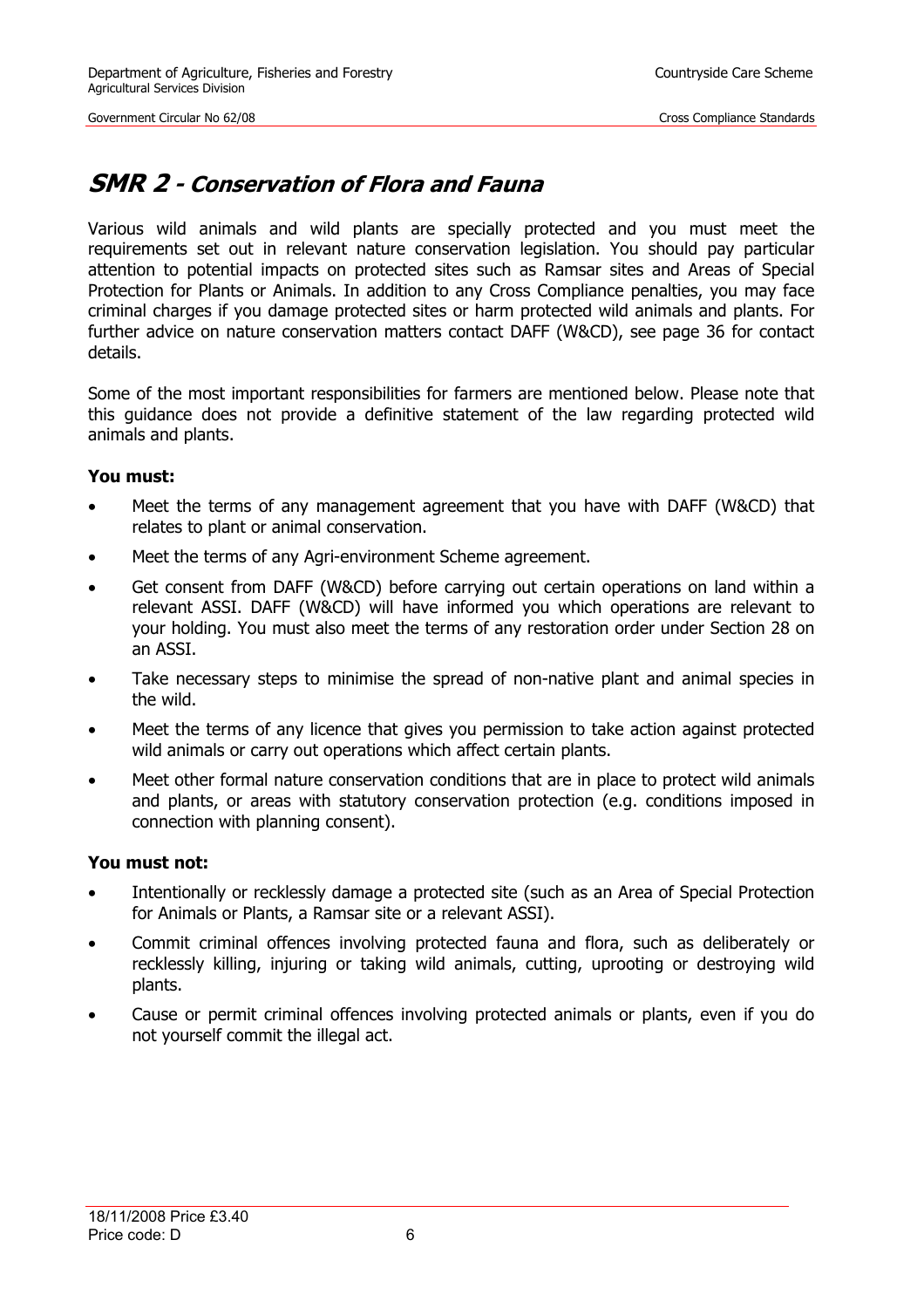# SMR 2 - Conservation of Flora and Fauna

Various wild animals and wild plants are specially protected and you must meet the requirements set out in relevant nature conservation legislation. You should pay particular attention to potential impacts on protected sites such as Ramsar sites and Areas of Special Protection for Plants or Animals. In addition to any Cross Compliance penalties, you may face criminal charges if you damage protected sites or harm protected wild animals and plants. For further advice on nature conservation matters contact DAFF (W&CD), see page 36 for contact details.

Some of the most important responsibilities for farmers are mentioned below. Please note that this guidance does not provide a definitive statement of the law regarding protected wild animals and plants.

**You must:**

- Meet the terms of any management agreement that you have with DAFF (W&CD) that relates to plant or animal conservation.
- Meet the terms of any Agri-environment Scheme agreement.
- Get consent from DAFF (W&CD) before carrying out certain operations on land within a relevant ASSI. DAFF (W&CD) will have informed you which operations are relevant to your holding. You must also meet the terms of any restoration order under Section 28 on an ASSI.
- Take necessary steps to minimise the spread of non-native plant and animal species in the wild.
- Meet the terms of any licence that gives you permission to take action against protected wild animals or carry out operations which affect certain plants.
- Meet other formal nature conservation conditions that are in place to protect wild animals and plants, or areas with statutory conservation protection (e.g. conditions imposed in connection with planning consent).

**You must not:**

- Intentionally or recklessly damage a protected site (such as an Area of Special Protection for Animals or Plants, a Ramsar site or a relevant ASSI).
- Commit criminal offences involving protected fauna and flora, such as deliberately or recklessly killing, injuring or taking wild animals, cutting, uprooting or destroying wild plants.
- Cause or permit criminal offences involving protected animals or plants, even if you do not yourself commit the illegal act.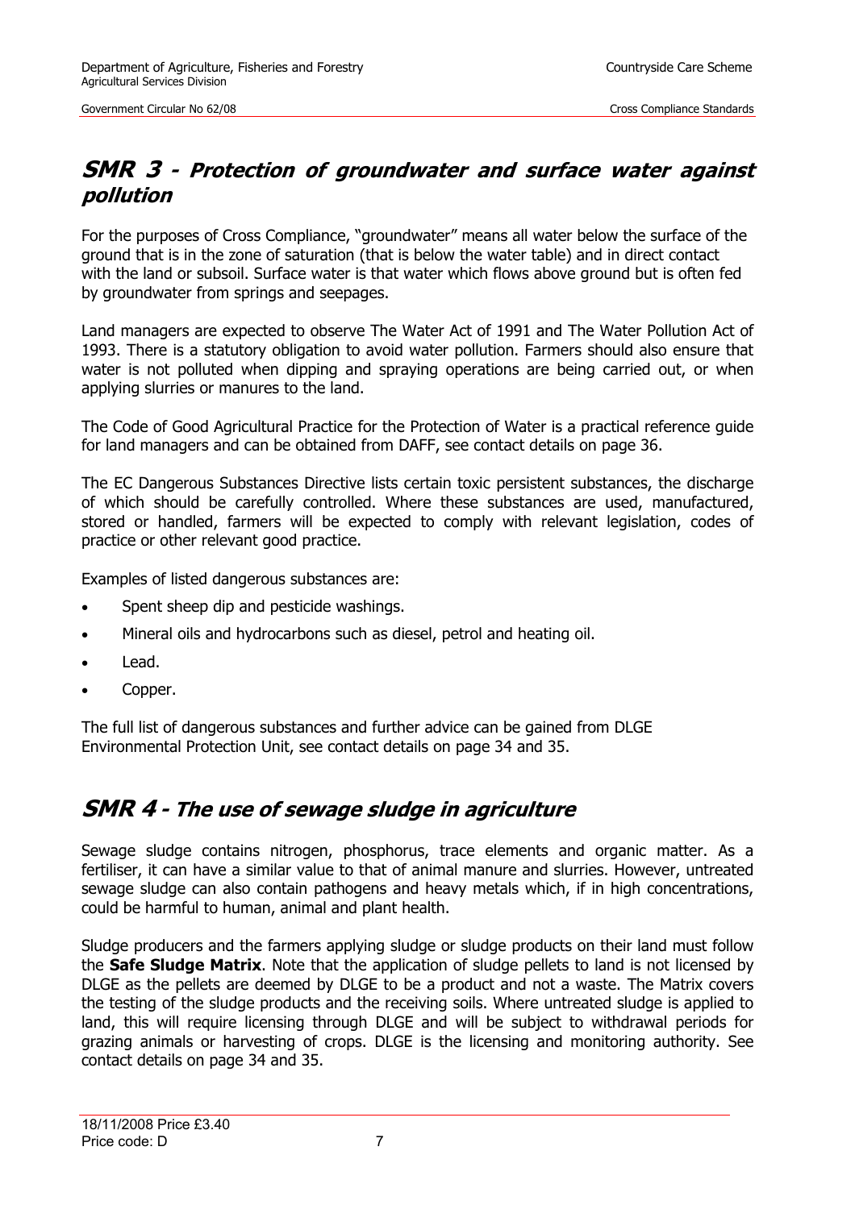## SMR 3 - Protection of groundwater and surface water against pollution

For the purposes of Cross Compliance, "groundwater" means all water below the surface of the ground that is in the zone of saturation (that is below the water table) and in direct contact with the land or subsoil. Surface water is that water which flows above ground but is often fed by groundwater from springs and seepages.

Land managers are expected to observe The Water Act of 1991 and The Water Pollution Act of 1993. There is a statutory obligation to avoid water pollution. Farmers should also ensure that water is not polluted when dipping and spraying operations are being carried out, or when applying slurries or manures to the land.

The Code of Good Agricultural Practice for the Protection of Water is a practical reference guide for land managers and can be obtained from DAFF, see contact details on page 36.

The EC Dangerous Substances Directive lists certain toxic persistent substances, the discharge of which should be carefully controlled. Where these substances are used, manufactured, stored or handled, farmers will be expected to comply with relevant legislation, codes of practice or other relevant good practice.

Examples of listed dangerous substances are:

- Spent sheep dip and pesticide washings.
- Mineral oils and hydrocarbons such as diesel, petrol and heating oil.
- Lead.
- Copper.

The full list of dangerous substances and further advice can be gained from DLGE Environmental Protection Unit, see contact details on page 34 and 35.

## SMR 4 - The use of sewage sludge in agriculture

Sewage sludge contains nitrogen, phosphorus, trace elements and organic matter. As a fertiliser, it can have a similar value to that of animal manure and slurries. However, untreated sewage sludge can also contain pathogens and heavy metals which, if in high concentrations, could be harmful to human, animal and plant health.

Sludge producers and the farmers applying sludge or sludge products on their land must follow the **Safe Sludge Matrix**. Note that the application of sludge pellets to land is not licensed by DLGE as the pellets are deemed by DLGE to be a product and not a waste. The Matrix covers the testing of the sludge products and the receiving soils. Where untreated sludge is applied to land, this will require licensing through DLGE and will be subject to withdrawal periods for grazing animals or harvesting of crops. DLGE is the licensing and monitoring authority. See contact details on page 34 and 35.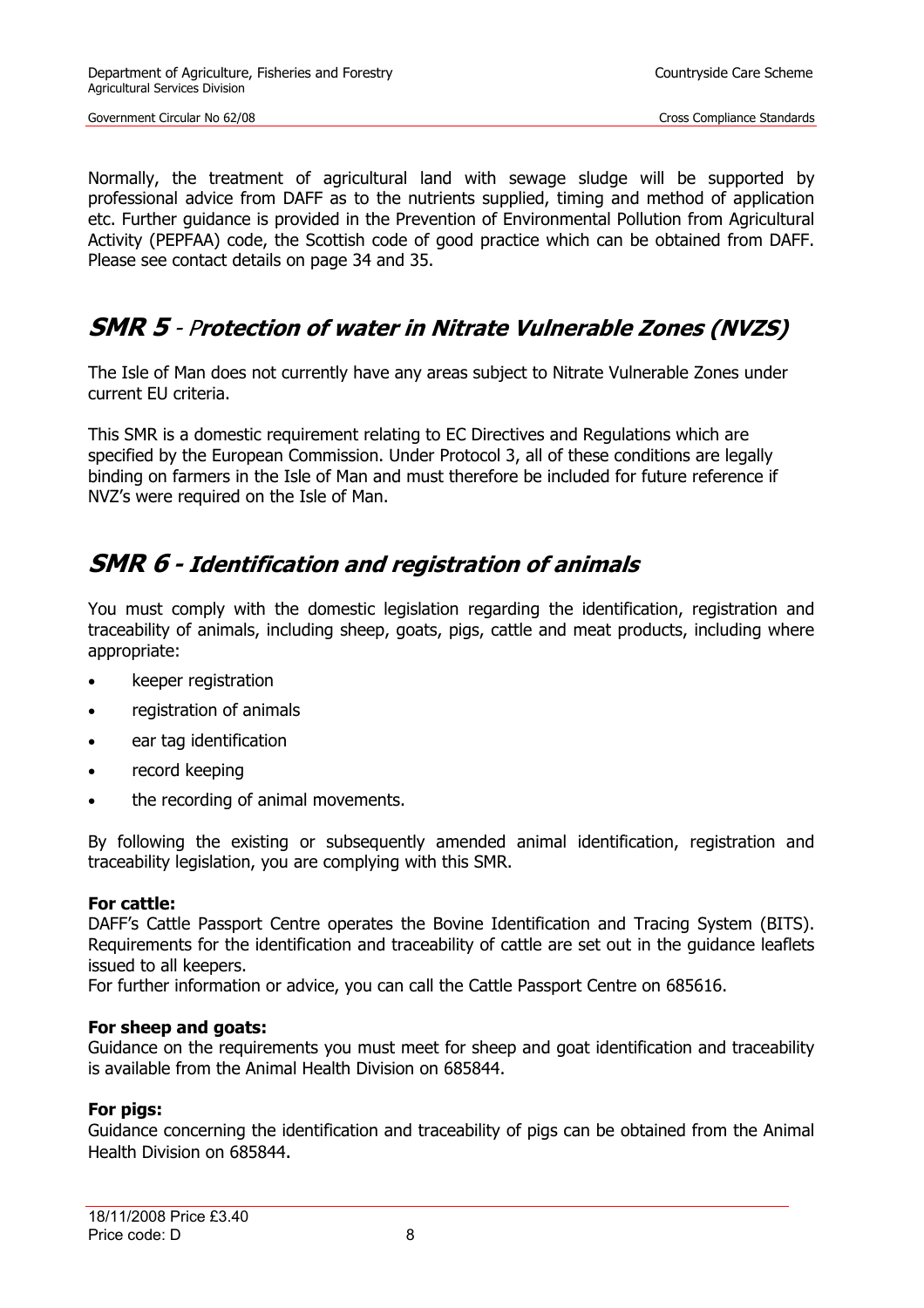Normally, the treatment of agricultural land with sewage sludge will be supported by professional advice from DAFF as to the nutrients supplied, timing and method of application etc. Further guidance is provided in the Prevention of Environmental Pollution from Agricultural Activity (PEPFAA) code, the Scottish code of good practice which can be obtained from DAFF. Please see contact details on page 34 and 35.

## SMR 5 - Protection of water in Nitrate Vulnerable Zones (NVZS)

The Isle of Man does not currently have any areas subject to Nitrate Vulnerable Zones under current EU criteria.

This SMR is a domestic requirement relating to EC Directives and Regulations which are specified by the European Commission. Under Protocol 3, all of these conditions are legally binding on farmers in the Isle of Man and must therefore be included for future reference if NVZ's were required on the Isle of Man.

## SMR 6 - Identification and registration of animals

You must comply with the domestic legislation regarding the identification, registration and traceability of animals, including sheep, goats, pigs, cattle and meat products, including where appropriate:

- keeper registration
- registration of animals
- ear tag identification
- record keeping
- the recording of animal movements.

By following the existing or subsequently amended animal identification, registration and traceability legislation, you are complying with this SMR.

**For cattle:**
DAFF's Cattle Passport Centre operates the Bovine Identification and Tracing System (BITS). Requirements for the identification and traceability of cattle are set out in the guidance leaflets issued to all keepers.
For further information or advice, you can call the Cattle Passport Centre on 685616.

**For sheep and goats:**
Guidance on the requirements you must meet for sheep and goat identification and traceability is available from the Animal Health Division on 685844.

**For pigs:**
Guidance concerning the identification and traceability of pigs can be obtained from the Animal Health Division on 685844.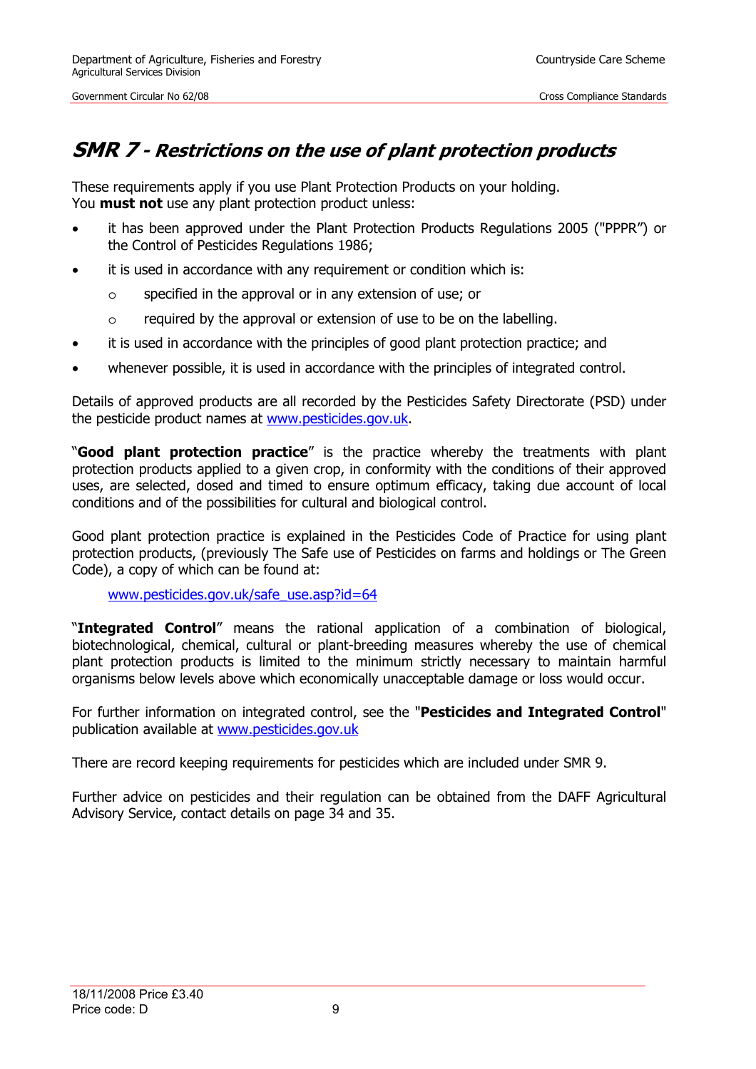## *SMR 7 - Restrictions on the use of plant protection products*

These requirements apply if you use Plant Protection Products on your holding.
You **must not** use any plant protection product unless:

- it has been approved under the Plant Protection Products Regulations 2005 ("PPPR") or the Control of Pesticides Regulations 1986;
- it is used in accordance with any requirement or condition which is:
  - specified in the approval or in any extension of use; or
  - required by the approval or extension of use to be on the labelling.
- it is used in accordance with the principles of good plant protection practice; and
- whenever possible, it is used in accordance with the principles of integrated control.

Details of approved products are all recorded by the Pesticides Safety Directorate (PSD) under the pesticide product names at www.pesticides.gov.uk.

"**Good plant protection practice**" is the practice whereby the treatments with plant protection products applied to a given crop, in conformity with the conditions of their approved uses, are selected, dosed and timed to ensure optimum efficacy, taking due account of local conditions and of the possibilities for cultural and biological control.

Good plant protection practice is explained in the Pesticides Code of Practice for using plant protection products, (previously The Safe use of Pesticides on farms and holdings or The Green Code), a copy of which can be found at:

www.pesticides.gov.uk/safe_use.asp?id=64

"**Integrated Control**" means the rational application of a combination of biological, biotechnological, chemical, cultural or plant-breeding measures whereby the use of chemical plant protection products is limited to the minimum strictly necessary to maintain harmful organisms below levels above which economically unacceptable damage or loss would occur.

For further information on integrated control, see the "**Pesticides and Integrated Control**" publication available at www.pesticides.gov.uk

There are record keeping requirements for pesticides which are included under SMR 9.

Further advice on pesticides and their regulation can be obtained from the DAFF Agricultural Advisory Service, contact details on page 34 and 35.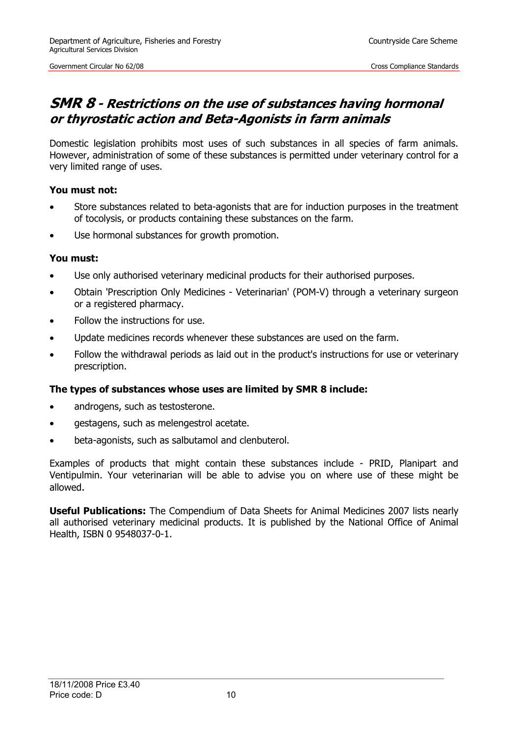## SMR 8 - Restrictions on the use of substances having hormonal or thyrostatic action and Beta-Agonists in farm animals

Domestic legislation prohibits most uses of such substances in all species of farm animals. However, administration of some of these substances is permitted under veterinary control for a very limited range of uses.

**You must not:**

- Store substances related to beta-agonists that are for induction purposes in the treatment of tocolysis, or products containing these substances on the farm.
- Use hormonal substances for growth promotion.

**You must:**

- Use only authorised veterinary medicinal products for their authorised purposes.
- Obtain 'Prescription Only Medicines - Veterinarian' (POM-V) through a veterinary surgeon or a registered pharmacy.
- Follow the instructions for use.
- Update medicines records whenever these substances are used on the farm.
- Follow the withdrawal periods as laid out in the product's instructions for use or veterinary prescription.

**The types of substances whose uses are limited by SMR 8 include:**

- androgens, such as testosterone.
- gestagens, such as melengestrol acetate.
- beta-agonists, such as salbutamol and clenbuterol.

Examples of products that might contain these substances include - PRID, Planipart and Ventipulmin. Your veterinarian will be able to advise you on where use of these might be allowed.

**Useful Publications:** The Compendium of Data Sheets for Animal Medicines 2007 lists nearly all authorised veterinary medicinal products. It is published by the National Office of Animal Health, ISBN 0 9548037-0-1.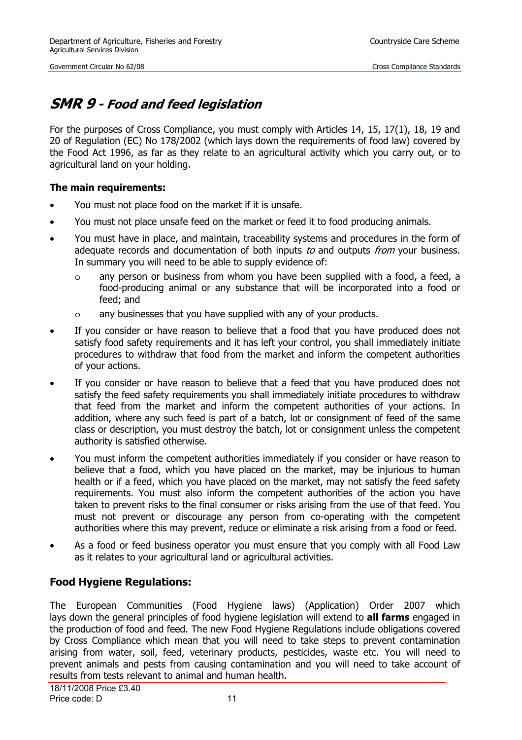## *SMR 9 - Food and feed legislation*

For the purposes of Cross Compliance, you must comply with Articles 14, 15, 17(1), 18, 19 and 20 of Regulation (EC) No 178/2002 (which lays down the requirements of food law) covered by the Food Act 1996, as far as they relate to an agricultural activity which you carry out, or to agricultural land on your holding.

**The main requirements:**

- You must not place food on the market if it is unsafe.
- You must not place unsafe feed on the market or feed it to food producing animals.
- You must have in place, and maintain, traceability systems and procedures in the form of adequate records and documentation of both inputs *to* and outputs *from* your business. In summary you will need to be able to supply evidence of:
  - any person or business from whom you have been supplied with a food, a feed, a food-producing animal or any substance that will be incorporated into a food or feed; and
  - any businesses that you have supplied with any of your products.
- If you consider or have reason to believe that a food that you have produced does not satisfy food safety requirements and it has left your control, you shall immediately initiate procedures to withdraw that food from the market and inform the competent authorities of your actions.
- If you consider or have reason to believe that a feed that you have produced does not satisfy the feed safety requirements you shall immediately initiate procedures to withdraw that feed from the market and inform the competent authorities of your actions. In addition, where any such feed is part of a batch, lot or consignment of feed of the same class or description, you must destroy the batch, lot or consignment unless the competent authority is satisfied otherwise.
- You must inform the competent authorities immediately if you consider or have reason to believe that a food, which you have placed on the market, may be injurious to human health or if a feed, which you have placed on the market, may not satisfy the feed safety requirements. You must also inform the competent authorities of the action you have taken to prevent risks to the final consumer or risks arising from the use of that feed. You must not prevent or discourage any person from co-operating with the competent authorities where this may prevent, reduce or eliminate a risk arising from a food or feed.
- As a food or feed business operator you must ensure that you comply with all Food Law as it relates to your agricultural land or agricultural activities.

### Food Hygiene Regulations:

The European Communities (Food Hygiene laws) (Application) Order 2007 which lays down the general principles of food hygiene legislation will extend to **all farms** engaged in the production of food and feed. The new Food Hygiene Regulations include obligations covered by Cross Compliance which mean that you will need to take steps to prevent contamination arising from water, soil, feed, veterinary products, pesticides, waste etc. You will need to prevent animals and pests from causing contamination and you will need to take account of results from tests relevant to animal and human health.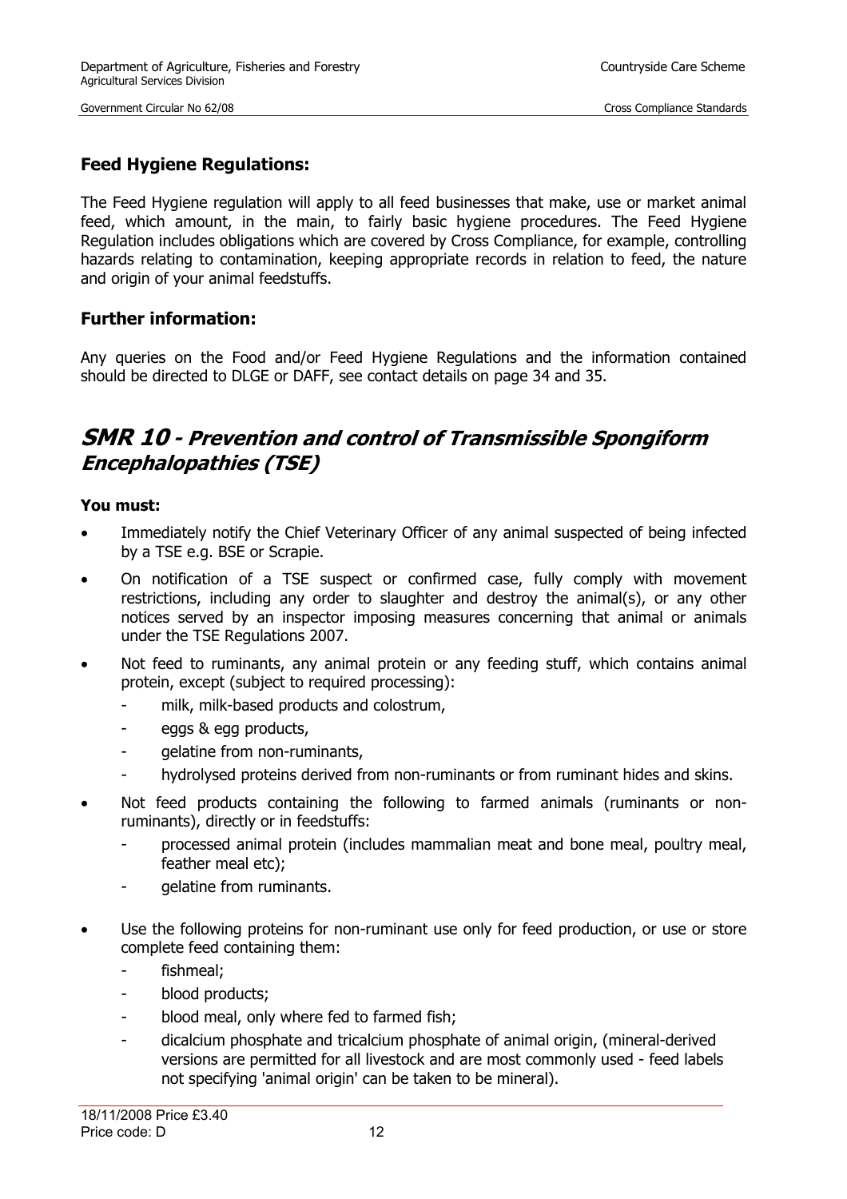## Feed Hygiene Regulations:

The Feed Hygiene regulation will apply to all feed businesses that make, use or market animal feed, which amount, in the main, to fairly basic hygiene procedures. The Feed Hygiene Regulation includes obligations which are covered by Cross Compliance, for example, controlling hazards relating to contamination, keeping appropriate records in relation to feed, the nature and origin of your animal feedstuffs.

## Further information:

Any queries on the Food and/or Feed Hygiene Regulations and the information contained should be directed to DLGE or DAFF, see contact details on page 34 and 35.

# *SMR 10 - Prevention and control of Transmissible Spongiform Encephalopathies (TSE)*

**You must:**

- Immediately notify the Chief Veterinary Officer of any animal suspected of being infected by a TSE e.g. BSE or Scrapie.
- On notification of a TSE suspect or confirmed case, fully comply with movement restrictions, including any order to slaughter and destroy the animal(s), or any other notices served by an inspector imposing measures concerning that animal or animals under the TSE Regulations 2007.
- Not feed to ruminants, any animal protein or any feeding stuff, which contains animal protein, except (subject to required processing):
  - milk, milk-based products and colostrum,
  - eggs & egg products,
  - gelatine from non-ruminants,
  - hydrolysed proteins derived from non-ruminants or from ruminant hides and skins.
- Not feed products containing the following to farmed animals (ruminants or non-ruminants), directly or in feedstuffs:
  - processed animal protein (includes mammalian meat and bone meal, poultry meal, feather meal etc);
  - gelatine from ruminants.
- Use the following proteins for non-ruminant use only for feed production, or use or store complete feed containing them:
  - fishmeal;
  - blood products;
  - blood meal, only where fed to farmed fish;
  - dicalcium phosphate and tricalcium phosphate of animal origin, (mineral-derived versions are permitted for all livestock and are most commonly used - feed labels not specifying 'animal origin' can be taken to be mineral).

18/11/2008 Price £3.40
Price code: D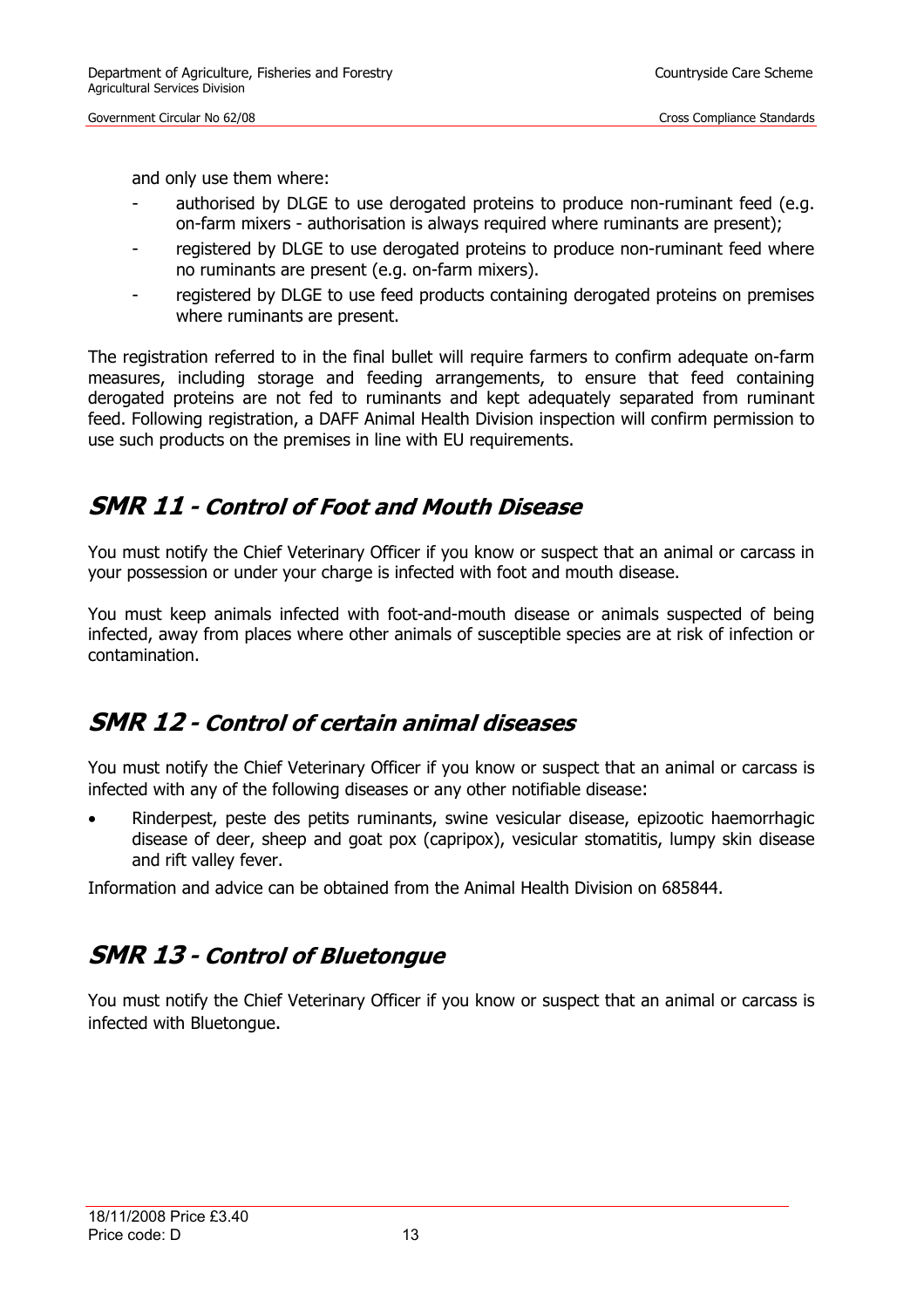and only use them where:

- authorised by DLGE to use derogated proteins to produce non-ruminant feed (e.g. on-farm mixers - authorisation is always required where ruminants are present);
- registered by DLGE to use derogated proteins to produce non-ruminant feed where no ruminants are present (e.g. on-farm mixers).
- registered by DLGE to use feed products containing derogated proteins on premises where ruminants are present.

The registration referred to in the final bullet will require farmers to confirm adequate on-farm measures, including storage and feeding arrangements, to ensure that feed containing derogated proteins are not fed to ruminants and kept adequately separated from ruminant feed. Following registration, a DAFF Animal Health Division inspection will confirm permission to use such products on the premises in line with EU requirements.

## SMR 11 - *Control of Foot and Mouth Disease*

You must notify the Chief Veterinary Officer if you know or suspect that an animal or carcass in your possession or under your charge is infected with foot and mouth disease.

You must keep animals infected with foot-and-mouth disease or animals suspected of being infected, away from places where other animals of susceptible species are at risk of infection or contamination.

## SMR 12 - *Control of certain animal diseases*

You must notify the Chief Veterinary Officer if you know or suspect that an animal or carcass is infected with any of the following diseases or any other notifiable disease:

- Rinderpest, peste des petits ruminants, swine vesicular disease, epizootic haemorrhagic disease of deer, sheep and goat pox (capripox), vesicular stomatitis, lumpy skin disease and rift valley fever.

Information and advice can be obtained from the Animal Health Division on 685844.

## SMR 13 - *Control of Bluetongue*

You must notify the Chief Veterinary Officer if you know or suspect that an animal or carcass is infected with Bluetongue.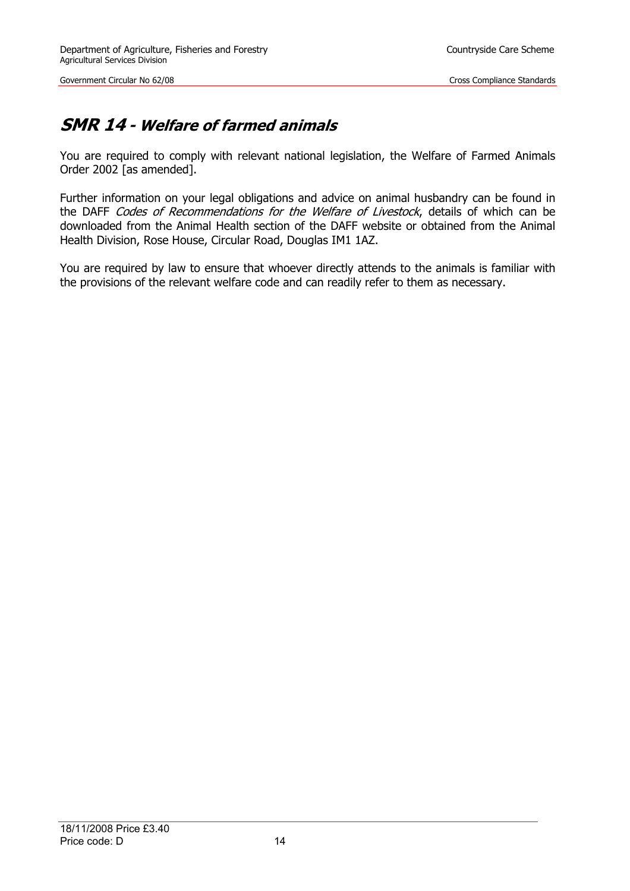## SMR 14 - Welfare of farmed animals

You are required to comply with relevant national legislation, the Welfare of Farmed Animals Order 2002 [as amended].

Further information on your legal obligations and advice on animal husbandry can be found in the DAFF *Codes of Recommendations for the Welfare of Livestock*, details of which can be downloaded from the Animal Health section of the DAFF website or obtained from the Animal Health Division, Rose House, Circular Road, Douglas IM1 1AZ.

You are required by law to ensure that whoever directly attends to the animals is familiar with the provisions of the relevant welfare code and can readily refer to them as necessary.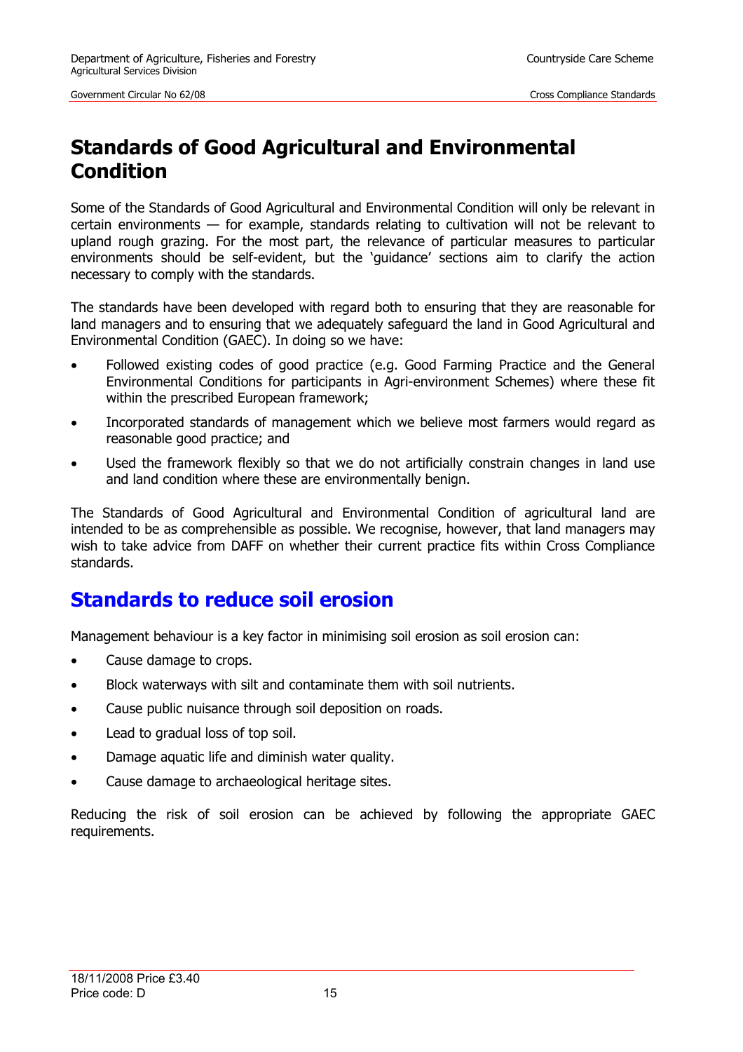# Standards of Good Agricultural and Environmental Condition

Some of the Standards of Good Agricultural and Environmental Condition will only be relevant in certain environments — for example, standards relating to cultivation will not be relevant to upland rough grazing. For the most part, the relevance of particular measures to particular environments should be self-evident, but the 'guidance' sections aim to clarify the action necessary to comply with the standards.

The standards have been developed with regard both to ensuring that they are reasonable for land managers and to ensuring that we adequately safeguard the land in Good Agricultural and Environmental Condition (GAEC). In doing so we have:

- Followed existing codes of good practice (e.g. Good Farming Practice and the General Environmental Conditions for participants in Agri-environment Schemes) where these fit within the prescribed European framework;
- Incorporated standards of management which we believe most farmers would regard as reasonable good practice; and
- Used the framework flexibly so that we do not artificially constrain changes in land use and land condition where these are environmentally benign.

The Standards of Good Agricultural and Environmental Condition of agricultural land are intended to be as comprehensible as possible. We recognise, however, that land managers may wish to take advice from DAFF on whether their current practice fits within Cross Compliance standards.

## Standards to reduce soil erosion

Management behaviour is a key factor in minimising soil erosion as soil erosion can:

- Cause damage to crops.
- Block waterways with silt and contaminate them with soil nutrients.
- Cause public nuisance through soil deposition on roads.
- Lead to gradual loss of top soil.
- Damage aquatic life and diminish water quality.
- Cause damage to archaeological heritage sites.

Reducing the risk of soil erosion can be achieved by following the appropriate GAEC requirements.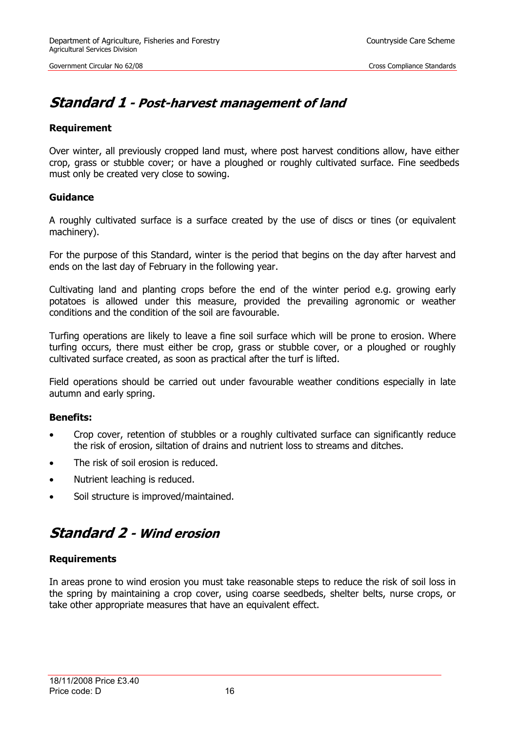## *Standard 1 - Post-harvest management of land*

**Requirement**

Over winter, all previously cropped land must, where post harvest conditions allow, have either crop, grass or stubble cover; or have a ploughed or roughly cultivated surface. Fine seedbeds must only be created very close to sowing.

**Guidance**

A roughly cultivated surface is a surface created by the use of discs or tines (or equivalent machinery).

For the purpose of this Standard, winter is the period that begins on the day after harvest and ends on the last day of February in the following year.

Cultivating land and planting crops before the end of the winter period e.g. growing early potatoes is allowed under this measure, provided the prevailing agronomic or weather conditions and the condition of the soil are favourable.

Turfing operations are likely to leave a fine soil surface which will be prone to erosion. Where turfing occurs, there must either be crop, grass or stubble cover, or a ploughed or roughly cultivated surface created, as soon as practical after the turf is lifted.

Field operations should be carried out under favourable weather conditions especially in late autumn and early spring.

**Benefits:**

- Crop cover, retention of stubbles or a roughly cultivated surface can significantly reduce the risk of erosion, siltation of drains and nutrient loss to streams and ditches.
- The risk of soil erosion is reduced.
- Nutrient leaching is reduced.
- Soil structure is improved/maintained.

## *Standard 2 - Wind erosion*

**Requirements**

In areas prone to wind erosion you must take reasonable steps to reduce the risk of soil loss in the spring by maintaining a crop cover, using coarse seedbeds, shelter belts, nurse crops, or take other appropriate measures that have an equivalent effect.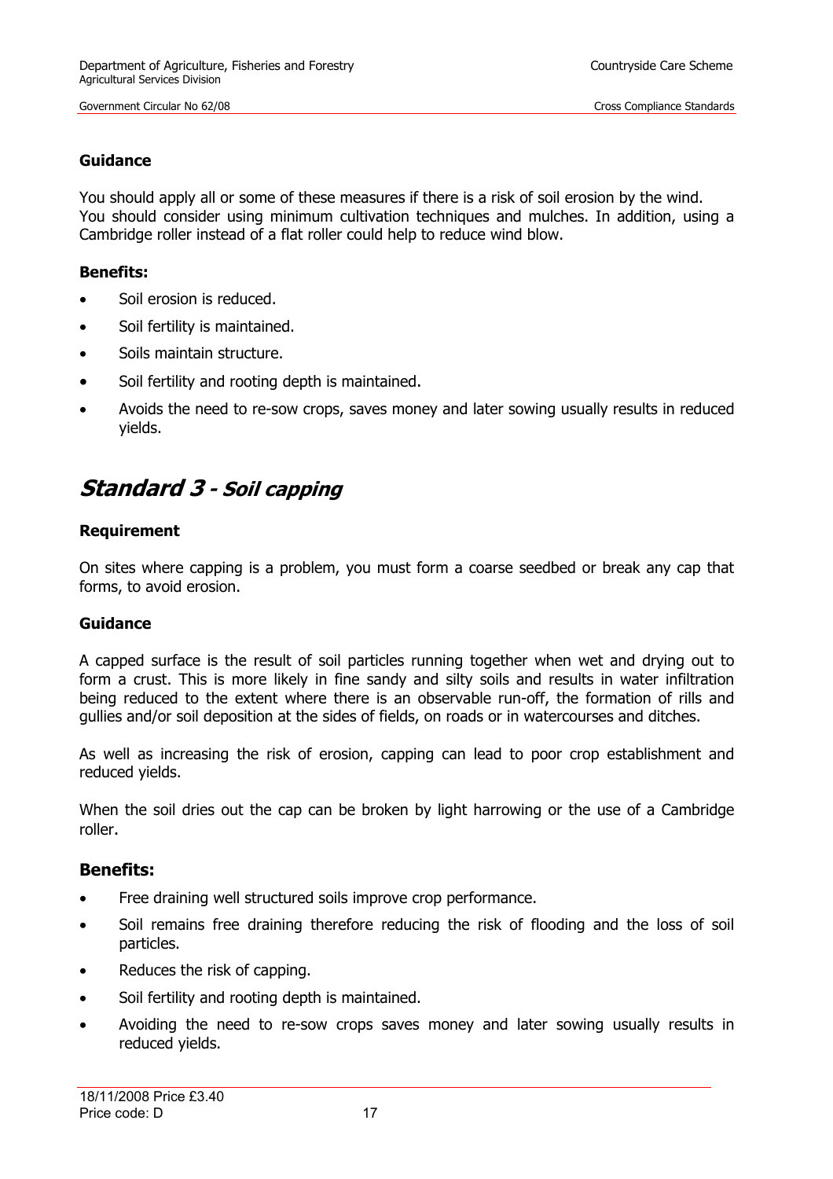**Guidance**

You should apply all or some of these measures if there is a risk of soil erosion by the wind. You should consider using minimum cultivation techniques and mulches. In addition, using a Cambridge roller instead of a flat roller could help to reduce wind blow.

**Benefits:**

- Soil erosion is reduced.
- Soil fertility is maintained.
- Soils maintain structure.
- Soil fertility and rooting depth is maintained.
- Avoids the need to re-sow crops, saves money and later sowing usually results in reduced yields.

## *Standard 3 - Soil capping*

**Requirement**

On sites where capping is a problem, you must form a coarse seedbed or break any cap that forms, to avoid erosion.

**Guidance**

A capped surface is the result of soil particles running together when wet and drying out to form a crust. This is more likely in fine sandy and silty soils and results in water infiltration being reduced to the extent where there is an observable run-off, the formation of rills and gullies and/or soil deposition at the sides of fields, on roads or in watercourses and ditches.

As well as increasing the risk of erosion, capping can lead to poor crop establishment and reduced yields.

When the soil dries out the cap can be broken by light harrowing or the use of a Cambridge roller.

### Benefits:

- Free draining well structured soils improve crop performance.
- Soil remains free draining therefore reducing the risk of flooding and the loss of soil particles.
- Reduces the risk of capping.
- Soil fertility and rooting depth is maintained.
- Avoiding the need to re-sow crops saves money and later sowing usually results in reduced yields.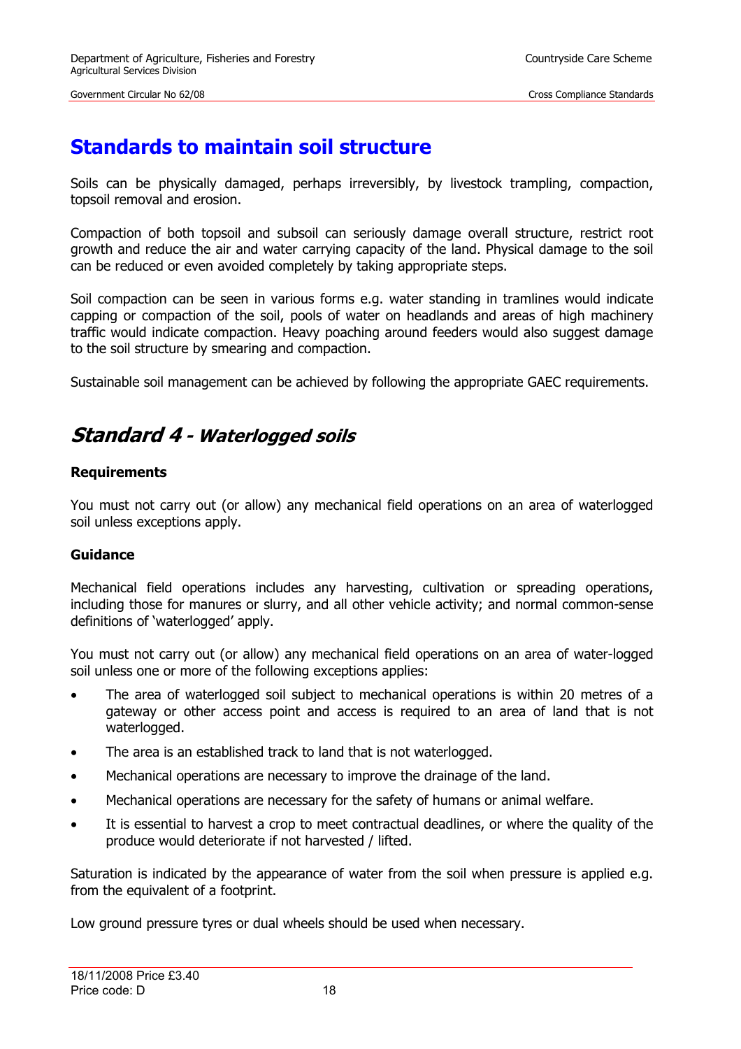# Standards to maintain soil structure

Soils can be physically damaged, perhaps irreversibly, by livestock trampling, compaction, topsoil removal and erosion.

Compaction of both topsoil and subsoil can seriously damage overall structure, restrict root growth and reduce the air and water carrying capacity of the land. Physical damage to the soil can be reduced or even avoided completely by taking appropriate steps.

Soil compaction can be seen in various forms e.g. water standing in tramlines would indicate capping or compaction of the soil, pools of water on headlands and areas of high machinery traffic would indicate compaction. Heavy poaching around feeders would also suggest damage to the soil structure by smearing and compaction.

Sustainable soil management can be achieved by following the appropriate GAEC requirements.

## *Standard 4 - Waterlogged soils*

**Requirements**

You must not carry out (or allow) any mechanical field operations on an area of waterlogged soil unless exceptions apply.

**Guidance**

Mechanical field operations includes any harvesting, cultivation or spreading operations, including those for manures or slurry, and all other vehicle activity; and normal common-sense definitions of 'waterlogged' apply.

You must not carry out (or allow) any mechanical field operations on an area of water-logged soil unless one or more of the following exceptions applies:

- The area of waterlogged soil subject to mechanical operations is within 20 metres of a gateway or other access point and access is required to an area of land that is not waterlogged.
- The area is an established track to land that is not waterlogged.
- Mechanical operations are necessary to improve the drainage of the land.
- Mechanical operations are necessary for the safety of humans or animal welfare.
- It is essential to harvest a crop to meet contractual deadlines, or where the quality of the produce would deteriorate if not harvested / lifted.

Saturation is indicated by the appearance of water from the soil when pressure is applied e.g. from the equivalent of a footprint.

Low ground pressure tyres or dual wheels should be used when necessary.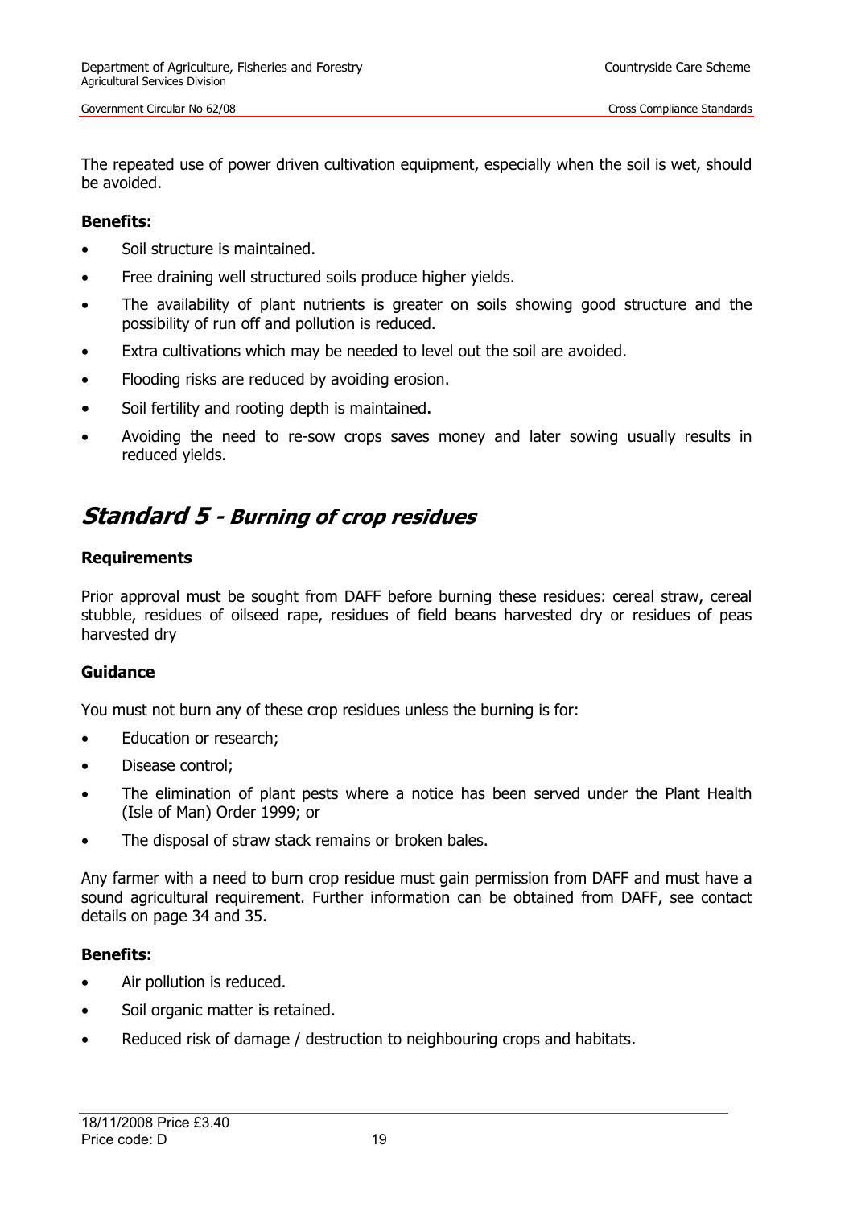The repeated use of power driven cultivation equipment, especially when the soil is wet, should be avoided.

**Benefits:**

- Soil structure is maintained.
- Free draining well structured soils produce higher yields.
- The availability of plant nutrients is greater on soils showing good structure and the possibility of run off and pollution is reduced.
- Extra cultivations which may be needed to level out the soil are avoided.
- Flooding risks are reduced by avoiding erosion.
- Soil fertility and rooting depth is maintained.
- Avoiding the need to re-sow crops saves money and later sowing usually results in reduced yields.

## *Standard 5 - Burning of crop residues*

**Requirements**

Prior approval must be sought from DAFF before burning these residues: cereal straw, cereal stubble, residues of oilseed rape, residues of field beans harvested dry or residues of peas harvested dry

**Guidance**

You must not burn any of these crop residues unless the burning is for:

- Education or research;
- Disease control;
- The elimination of plant pests where a notice has been served under the Plant Health (Isle of Man) Order 1999; or
- The disposal of straw stack remains or broken bales.

Any farmer with a need to burn crop residue must gain permission from DAFF and must have a sound agricultural requirement. Further information can be obtained from DAFF, see contact details on page 34 and 35.

**Benefits:**

- Air pollution is reduced.
- Soil organic matter is retained.
- Reduced risk of damage / destruction to neighbouring crops and habitats.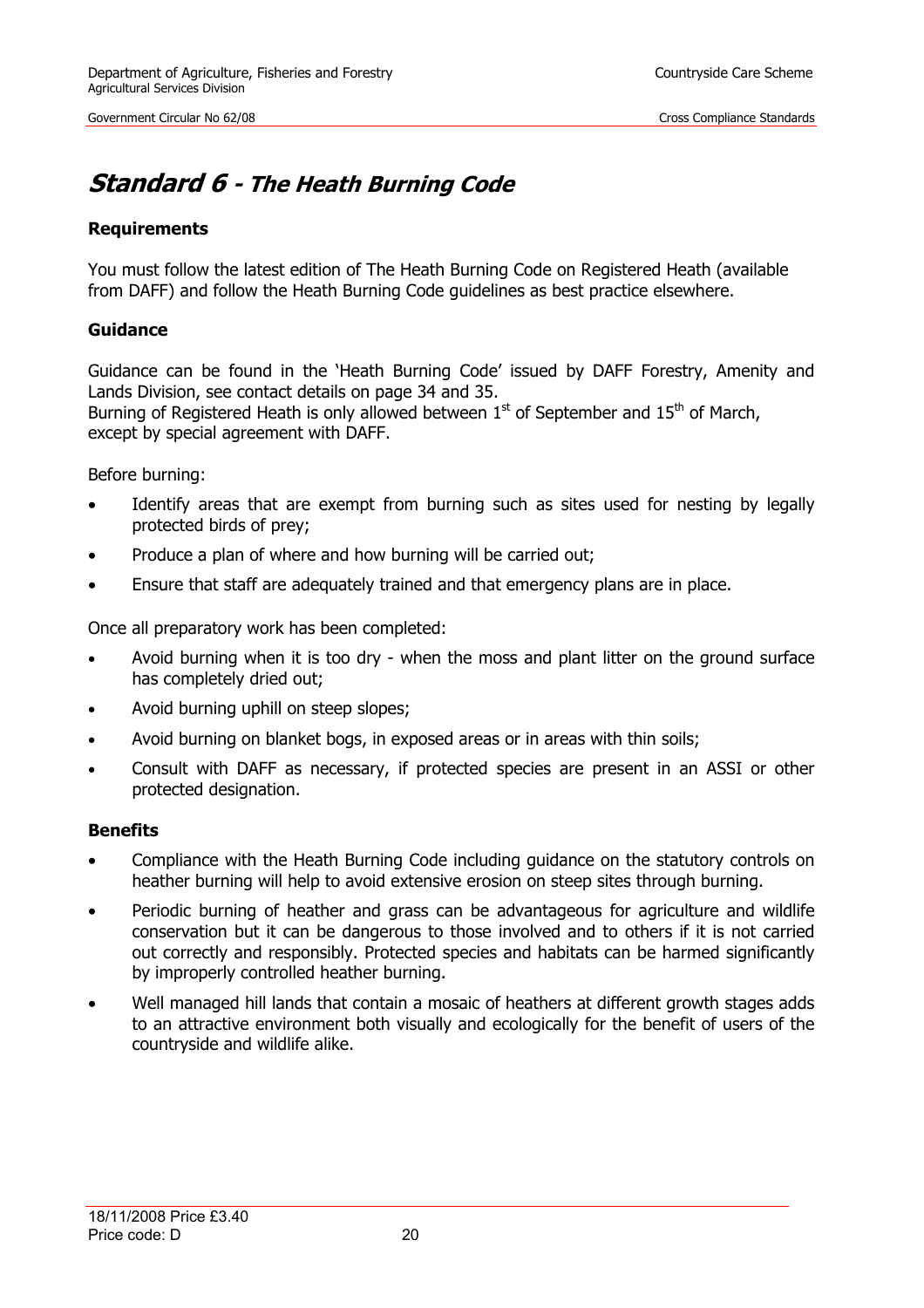# *Standard 6 - The Heath Burning Code*

### Requirements

You must follow the latest edition of The Heath Burning Code on Registered Heath (available from DAFF) and follow the Heath Burning Code guidelines as best practice elsewhere.

### Guidance

Guidance can be found in the 'Heath Burning Code' issued by DAFF Forestry, Amenity and Lands Division, see contact details on page 34 and 35.
Burning of Registered Heath is only allowed between 1st of September and 15th of March, except by special agreement with DAFF.

Before burning:

- Identify areas that are exempt from burning such as sites used for nesting by legally protected birds of prey;
- Produce a plan of where and how burning will be carried out;
- Ensure that staff are adequately trained and that emergency plans are in place.

Once all preparatory work has been completed:

- Avoid burning when it is too dry - when the moss and plant litter on the ground surface has completely dried out;
- Avoid burning uphill on steep slopes;
- Avoid burning on blanket bogs, in exposed areas or in areas with thin soils;
- Consult with DAFF as necessary, if protected species are present in an ASSI or other protected designation.

### Benefits

- Compliance with the Heath Burning Code including guidance on the statutory controls on heather burning will help to avoid extensive erosion on steep sites through burning.
- Periodic burning of heather and grass can be advantageous for agriculture and wildlife conservation but it can be dangerous to those involved and to others if it is not carried out correctly and responsibly. Protected species and habitats can be harmed significantly by improperly controlled heather burning.
- Well managed hill lands that contain a mosaic of heathers at different growth stages adds to an attractive environment both visually and ecologically for the benefit of users of the countryside and wildlife alike.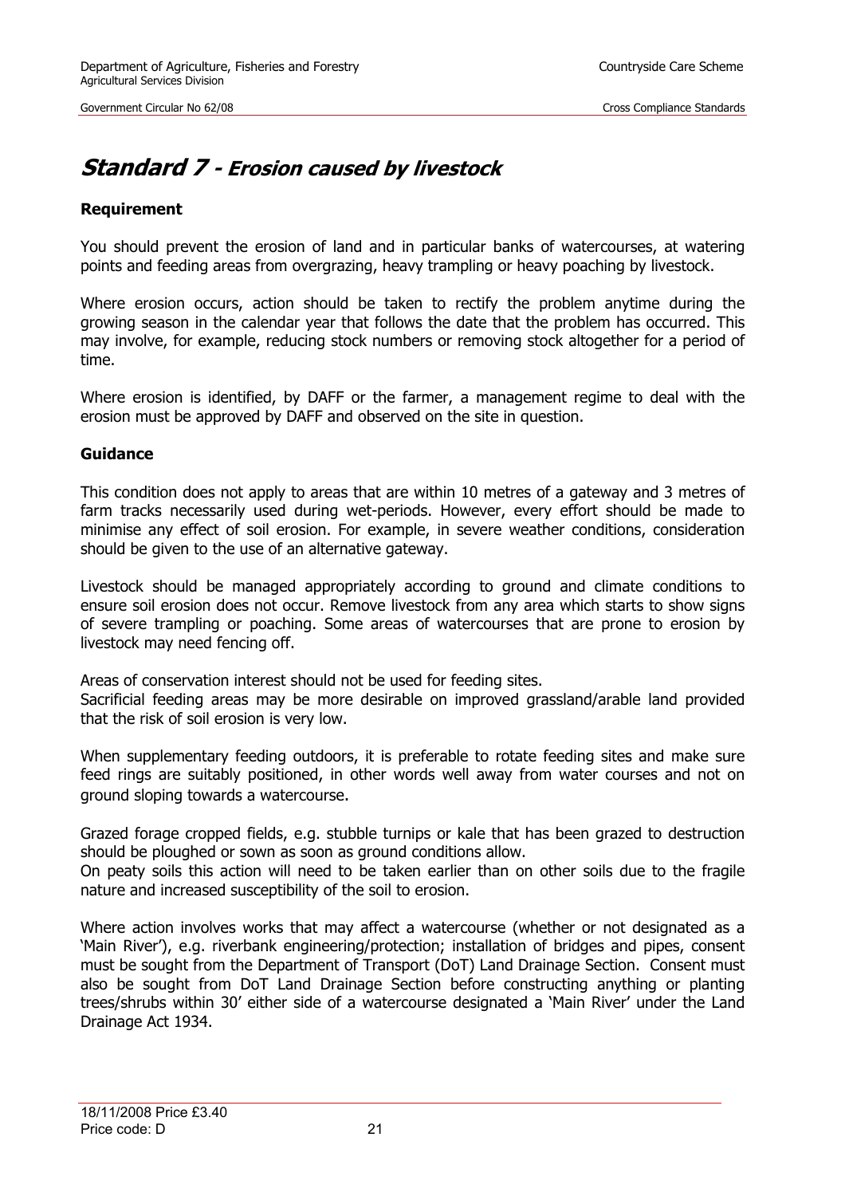# Standard 7 - Erosion caused by livestock

### Requirement

You should prevent the erosion of land and in particular banks of watercourses, at watering points and feeding areas from overgrazing, heavy trampling or heavy poaching by livestock.

Where erosion occurs, action should be taken to rectify the problem anytime during the growing season in the calendar year that follows the date that the problem has occurred. This may involve, for example, reducing stock numbers or removing stock altogether for a period of time.

Where erosion is identified, by DAFF or the farmer, a management regime to deal with the erosion must be approved by DAFF and observed on the site in question.

### Guidance

This condition does not apply to areas that are within 10 metres of a gateway and 3 metres of farm tracks necessarily used during wet-periods. However, every effort should be made to minimise any effect of soil erosion. For example, in severe weather conditions, consideration should be given to the use of an alternative gateway.

Livestock should be managed appropriately according to ground and climate conditions to ensure soil erosion does not occur. Remove livestock from any area which starts to show signs of severe trampling or poaching. Some areas of watercourses that are prone to erosion by livestock may need fencing off.

Areas of conservation interest should not be used for feeding sites.
Sacrificial feeding areas may be more desirable on improved grassland/arable land provided that the risk of soil erosion is very low.

When supplementary feeding outdoors, it is preferable to rotate feeding sites and make sure feed rings are suitably positioned, in other words well away from water courses and not on ground sloping towards a watercourse.

Grazed forage cropped fields, e.g. stubble turnips or kale that has been grazed to destruction should be ploughed or sown as soon as ground conditions allow.
On peaty soils this action will need to be taken earlier than on other soils due to the fragile nature and increased susceptibility of the soil to erosion.

Where action involves works that may affect a watercourse (whether or not designated as a 'Main River'), e.g. riverbank engineering/protection; installation of bridges and pipes, consent must be sought from the Department of Transport (DoT) Land Drainage Section. Consent must also be sought from DoT Land Drainage Section before constructing anything or planting trees/shrubs within 30' either side of a watercourse designated a 'Main River' under the Land Drainage Act 1934.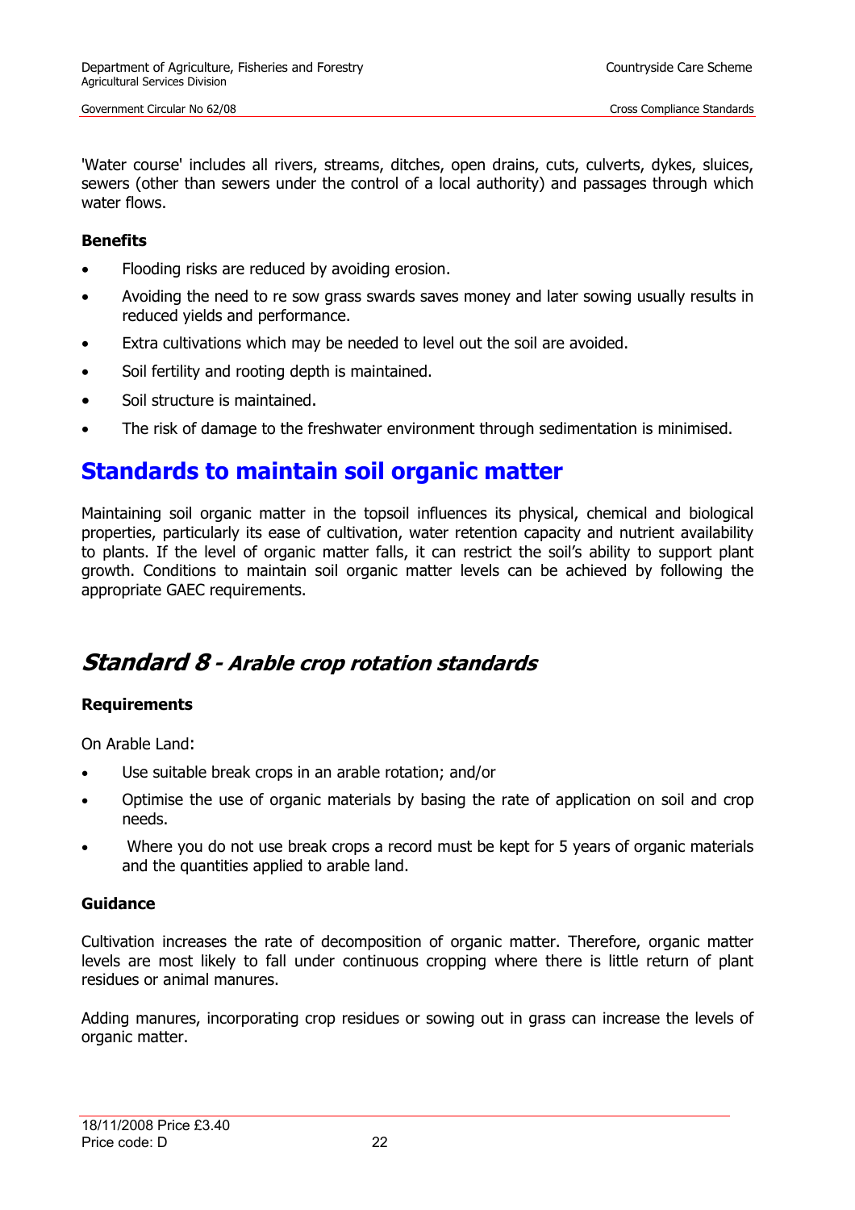'Water course' includes all rivers, streams, ditches, open drains, cuts, culverts, dykes, sluices, sewers (other than sewers under the control of a local authority) and passages through which water flows.

**Benefits**

- Flooding risks are reduced by avoiding erosion.
- Avoiding the need to re sow grass swards saves money and later sowing usually results in reduced yields and performance.
- Extra cultivations which may be needed to level out the soil are avoided.
- Soil fertility and rooting depth is maintained.
- Soil structure is maintained.
- The risk of damage to the freshwater environment through sedimentation is minimised.

# Standards to maintain soil organic matter

Maintaining soil organic matter in the topsoil influences its physical, chemical and biological properties, particularly its ease of cultivation, water retention capacity and nutrient availability to plants. If the level of organic matter falls, it can restrict the soil's ability to support plant growth. Conditions to maintain soil organic matter levels can be achieved by following the appropriate GAEC requirements.

## *Standard 8 - Arable crop rotation standards*

**Requirements**

On Arable Land:

- Use suitable break crops in an arable rotation; and/or
- Optimise the use of organic materials by basing the rate of application on soil and crop needs.
- Where you do not use break crops a record must be kept for 5 years of organic materials and the quantities applied to arable land.

**Guidance**

Cultivation increases the rate of decomposition of organic matter. Therefore, organic matter levels are most likely to fall under continuous cropping where there is little return of plant residues or animal manures.

Adding manures, incorporating crop residues or sowing out in grass can increase the levels of organic matter.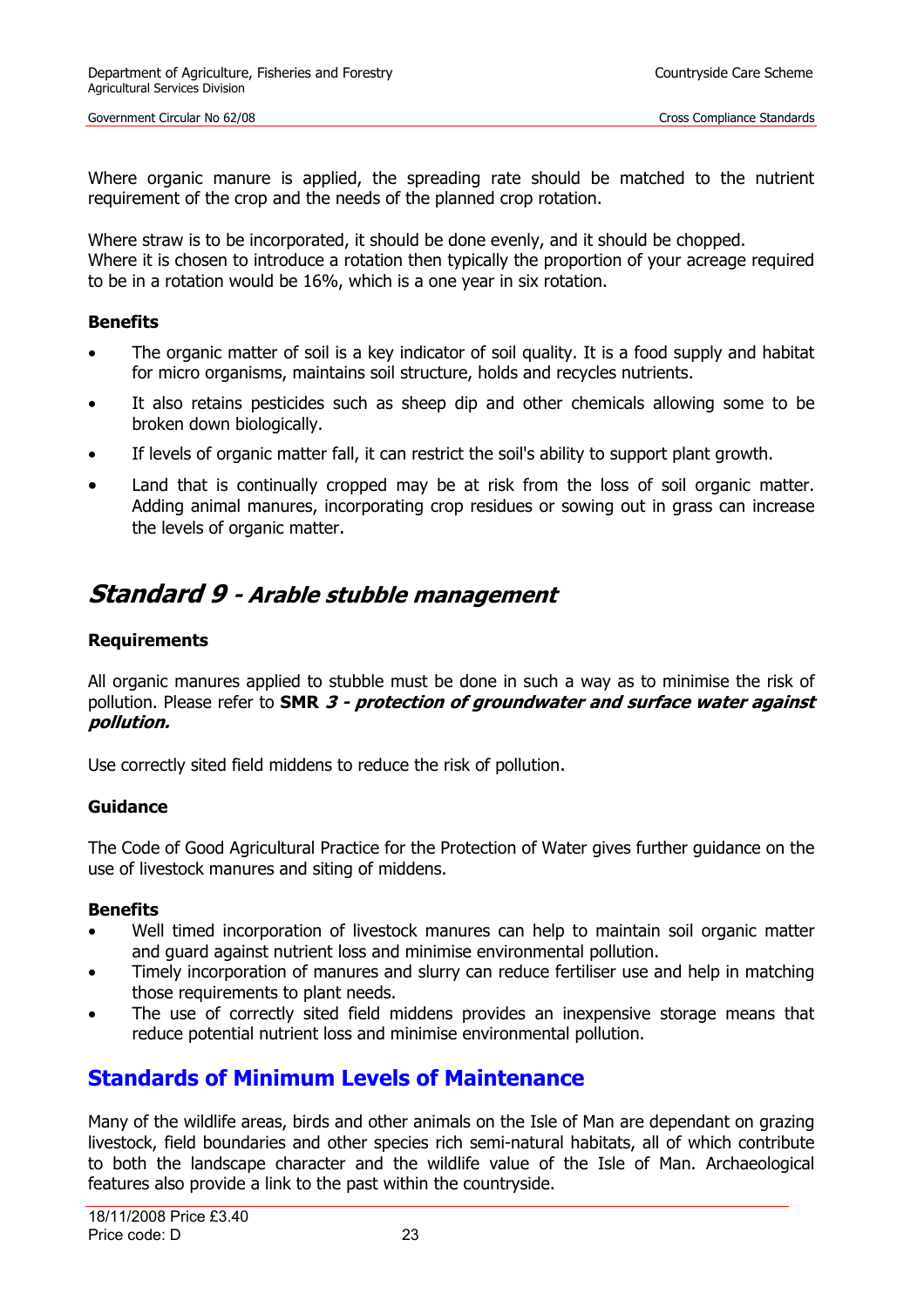Where organic manure is applied, the spreading rate should be matched to the nutrient requirement of the crop and the needs of the planned crop rotation.

Where straw is to be incorporated, it should be done evenly, and it should be chopped.
Where it is chosen to introduce a rotation then typically the proportion of your acreage required to be in a rotation would be 16%, which is a one year in six rotation.

**Benefits**

- The organic matter of soil is a key indicator of soil quality. It is a food supply and habitat for micro organisms, maintains soil structure, holds and recycles nutrients.
- It also retains pesticides such as sheep dip and other chemicals allowing some to be broken down biologically.
- If levels of organic matter fall, it can restrict the soil's ability to support plant growth.
- Land that is continually cropped may be at risk from the loss of soil organic matter. Adding animal manures, incorporating crop residues or sowing out in grass can increase the levels of organic matter.

## *Standard 9 - Arable stubble management*

**Requirements**

All organic manures applied to stubble must be done in such a way as to minimise the risk of pollution. Please refer to **SMR *3 - protection of groundwater and surface water against pollution.***

Use correctly sited field middens to reduce the risk of pollution.

**Guidance**

The Code of Good Agricultural Practice for the Protection of Water gives further guidance on the use of livestock manures and siting of middens.

**Benefits**

- Well timed incorporation of livestock manures can help to maintain soil organic matter and guard against nutrient loss and minimise environmental pollution.
- Timely incorporation of manures and slurry can reduce fertiliser use and help in matching those requirements to plant needs.
- The use of correctly sited field middens provides an inexpensive storage means that reduce potential nutrient loss and minimise environmental pollution.

## Standards of Minimum Levels of Maintenance

Many of the wildlife areas, birds and other animals on the Isle of Man are dependant on grazing livestock, field boundaries and other species rich semi-natural habitats, all of which contribute to both the landscape character and the wildlife value of the Isle of Man. Archaeological features also provide a link to the past within the countryside.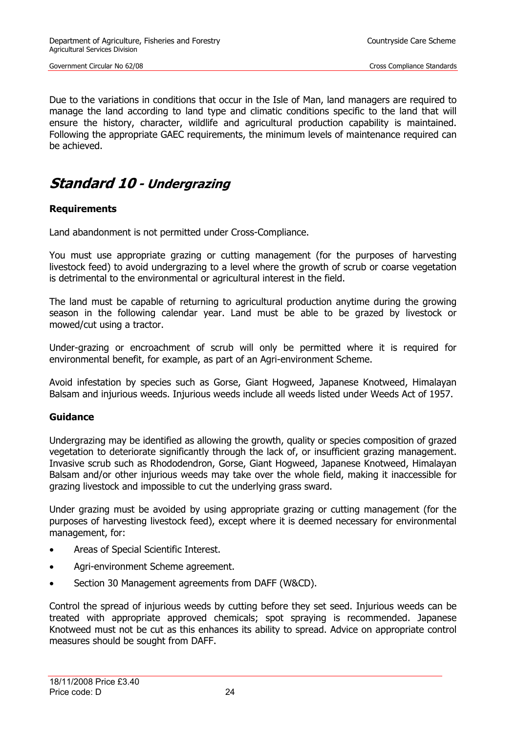Due to the variations in conditions that occur in the Isle of Man, land managers are required to manage the land according to land type and climatic conditions specific to the land that will ensure the history, character, wildlife and agricultural production capability is maintained. Following the appropriate GAEC requirements, the minimum levels of maintenance required can be achieved.

# *Standard 10 - Undergrazing*

### Requirements

Land abandonment is not permitted under Cross-Compliance.

You must use appropriate grazing or cutting management (for the purposes of harvesting livestock feed) to avoid undergrazing to a level where the growth of scrub or coarse vegetation is detrimental to the environmental or agricultural interest in the field.

The land must be capable of returning to agricultural production anytime during the growing season in the following calendar year. Land must be able to be grazed by livestock or mowed/cut using a tractor.

Under-grazing or encroachment of scrub will only be permitted where it is required for environmental benefit, for example, as part of an Agri-environment Scheme.

Avoid infestation by species such as Gorse, Giant Hogweed, Japanese Knotweed, Himalayan Balsam and injurious weeds. Injurious weeds include all weeds listed under Weeds Act of 1957.

### Guidance

Undergrazing may be identified as allowing the growth, quality or species composition of grazed vegetation to deteriorate significantly through the lack of, or insufficient grazing management. Invasive scrub such as Rhododendron, Gorse, Giant Hogweed, Japanese Knotweed, Himalayan Balsam and/or other injurious weeds may take over the whole field, making it inaccessible for grazing livestock and impossible to cut the underlying grass sward.

Under grazing must be avoided by using appropriate grazing or cutting management (for the purposes of harvesting livestock feed), except where it is deemed necessary for environmental management, for:

- Areas of Special Scientific Interest.
- Agri-environment Scheme agreement.
- Section 30 Management agreements from DAFF (W&CD).

Control the spread of injurious weeds by cutting before they set seed. Injurious weeds can be treated with appropriate approved chemicals; spot spraying is recommended. Japanese Knotweed must not be cut as this enhances its ability to spread. Advice on appropriate control measures should be sought from DAFF.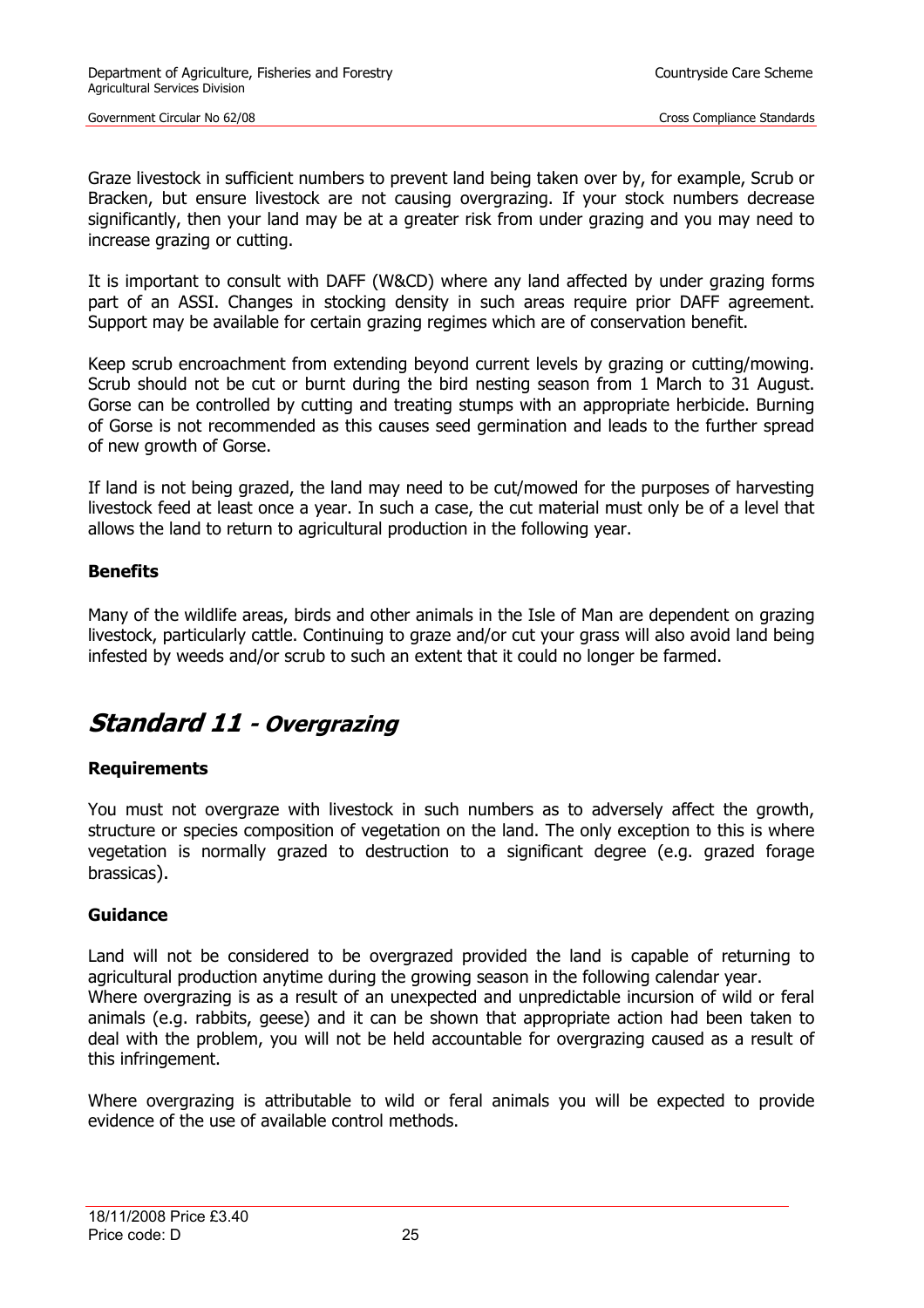Graze livestock in sufficient numbers to prevent land being taken over by, for example, Scrub or Bracken, but ensure livestock are not causing overgrazing. If your stock numbers decrease significantly, then your land may be at a greater risk from under grazing and you may need to increase grazing or cutting.

It is important to consult with DAFF (W&CD) where any land affected by under grazing forms part of an ASSI. Changes in stocking density in such areas require prior DAFF agreement. Support may be available for certain grazing regimes which are of conservation benefit.

Keep scrub encroachment from extending beyond current levels by grazing or cutting/mowing. Scrub should not be cut or burnt during the bird nesting season from 1 March to 31 August. Gorse can be controlled by cutting and treating stumps with an appropriate herbicide. Burning of Gorse is not recommended as this causes seed germination and leads to the further spread of new growth of Gorse.

If land is not being grazed, the land may need to be cut/mowed for the purposes of harvesting livestock feed at least once a year. In such a case, the cut material must only be of a level that allows the land to return to agricultural production in the following year.

### Benefits

Many of the wildlife areas, birds and other animals in the Isle of Man are dependent on grazing livestock, particularly cattle. Continuing to graze and/or cut your grass will also avoid land being infested by weeds and/or scrub to such an extent that it could no longer be farmed.

## Standard 11 - Overgrazing

### Requirements

You must not overgraze with livestock in such numbers as to adversely affect the growth, structure or species composition of vegetation on the land. The only exception to this is where vegetation is normally grazed to destruction to a significant degree (e.g. grazed forage brassicas).

### Guidance

Land will not be considered to be overgrazed provided the land is capable of returning to agricultural production anytime during the growing season in the following calendar year.
Where overgrazing is as a result of an unexpected and unpredictable incursion of wild or feral animals (e.g. rabbits, geese) and it can be shown that appropriate action had been taken to deal with the problem, you will not be held accountable for overgrazing caused as a result of this infringement.

Where overgrazing is attributable to wild or feral animals you will be expected to provide evidence of the use of available control methods.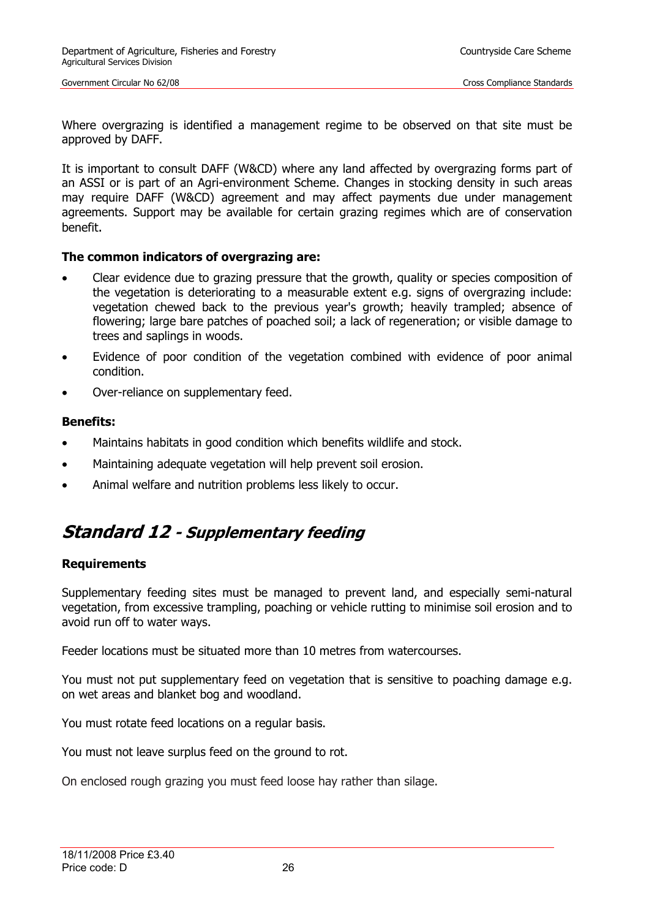Where overgrazing is identified a management regime to be observed on that site must be approved by DAFF.

It is important to consult DAFF (W&CD) where any land affected by overgrazing forms part of an ASSI or is part of an Agri-environment Scheme. Changes in stocking density in such areas may require DAFF (W&CD) agreement and may affect payments due under management agreements. Support may be available for certain grazing regimes which are of conservation benefit.

**The common indicators of overgrazing are:**

- Clear evidence due to grazing pressure that the growth, quality or species composition of the vegetation is deteriorating to a measurable extent e.g. signs of overgrazing include: vegetation chewed back to the previous year's growth; heavily trampled; absence of flowering; large bare patches of poached soil; a lack of regeneration; or visible damage to trees and saplings in woods.
- Evidence of poor condition of the vegetation combined with evidence of poor animal condition.
- Over-reliance on supplementary feed.

**Benefits:**

- Maintains habitats in good condition which benefits wildlife and stock.
- Maintaining adequate vegetation will help prevent soil erosion.
- Animal welfare and nutrition problems less likely to occur.

## *Standard 12 - Supplementary feeding*

**Requirements**

Supplementary feeding sites must be managed to prevent land, and especially semi-natural vegetation, from excessive trampling, poaching or vehicle rutting to minimise soil erosion and to avoid run off to water ways.

Feeder locations must be situated more than 10 metres from watercourses.

You must not put supplementary feed on vegetation that is sensitive to poaching damage e.g. on wet areas and blanket bog and woodland.

You must rotate feed locations on a regular basis.

You must not leave surplus feed on the ground to rot.

On enclosed rough grazing you must feed loose hay rather than silage.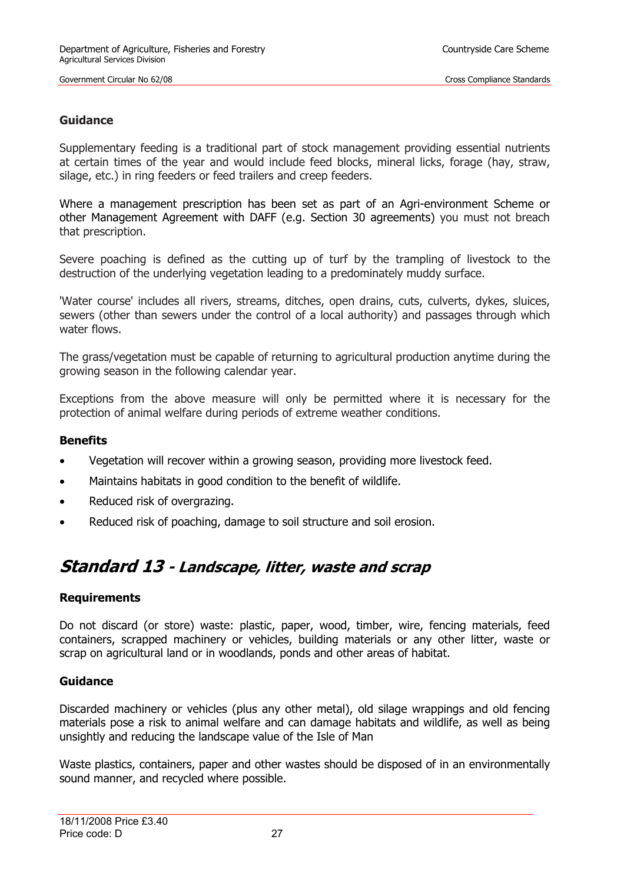**Guidance**

Supplementary feeding is a traditional part of stock management providing essential nutrients at certain times of the year and would include feed blocks, mineral licks, forage (hay, straw, silage, etc.) in ring feeders or feed trailers and creep feeders.

Where a management prescription has been set as part of an Agri-environment Scheme or other Management Agreement with DAFF (e.g. Section 30 agreements) you must not breach that prescription.

Severe poaching is defined as the cutting up of turf by the trampling of livestock to the destruction of the underlying vegetation leading to a predominately muddy surface.

'Water course' includes all rivers, streams, ditches, open drains, cuts, culverts, dykes, sluices, sewers (other than sewers under the control of a local authority) and passages through which water flows.

The grass/vegetation must be capable of returning to agricultural production anytime during the growing season in the following calendar year.

Exceptions from the above measure will only be permitted where it is necessary for the protection of animal welfare during periods of extreme weather conditions.

**Benefits**

- Vegetation will recover within a growing season, providing more livestock feed.
- Maintains habitats in good condition to the benefit of wildlife.
- Reduced risk of overgrazing.
- Reduced risk of poaching, damage to soil structure and soil erosion.

## Standard 13 - Landscape, litter, waste and scrap

**Requirements**

Do not discard (or store) waste: plastic, paper, wood, timber, wire, fencing materials, feed containers, scrapped machinery or vehicles, building materials or any other litter, waste or scrap on agricultural land or in woodlands, ponds and other areas of habitat.

**Guidance**

Discarded machinery or vehicles (plus any other metal), old silage wrappings and old fencing materials pose a risk to animal welfare and can damage habitats and wildlife, as well as being unsightly and reducing the landscape value of the Isle of Man

Waste plastics, containers, paper and other wastes should be disposed of in an environmentally sound manner, and recycled where possible.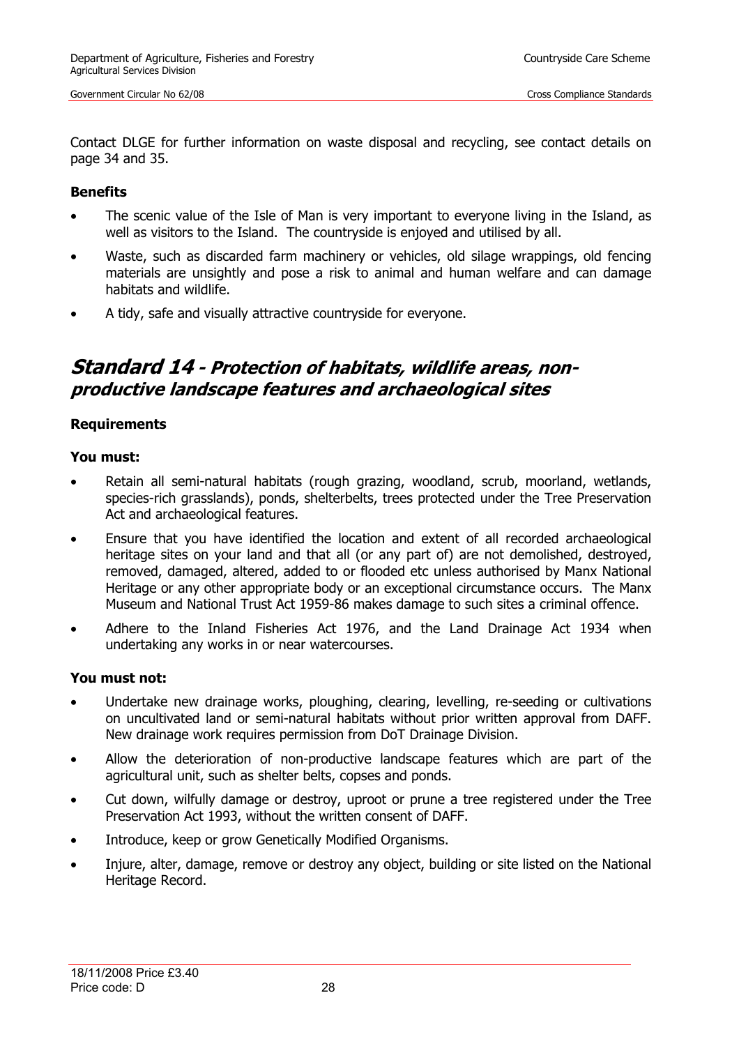Contact DLGE for further information on waste disposal and recycling, see contact details on page 34 and 35.

**Benefits**

- The scenic value of the Isle of Man is very important to everyone living in the Island, as well as visitors to the Island. The countryside is enjoyed and utilised by all.
- Waste, such as discarded farm machinery or vehicles, old silage wrappings, old fencing materials are unsightly and pose a risk to animal and human welfare and can damage habitats and wildlife.
- A tidy, safe and visually attractive countryside for everyone.

## *Standard 14 - Protection of habitats, wildlife areas, non-productive landscape features and archaeological sites*

**Requirements**

**You must:**

- Retain all semi-natural habitats (rough grazing, woodland, scrub, moorland, wetlands, species-rich grasslands), ponds, shelterbelts, trees protected under the Tree Preservation Act and archaeological features.
- Ensure that you have identified the location and extent of all recorded archaeological heritage sites on your land and that all (or any part of) are not demolished, destroyed, removed, damaged, altered, added to or flooded etc unless authorised by Manx National Heritage or any other appropriate body or an exceptional circumstance occurs. The Manx Museum and National Trust Act 1959-86 makes damage to such sites a criminal offence.
- Adhere to the Inland Fisheries Act 1976, and the Land Drainage Act 1934 when undertaking any works in or near watercourses.

**You must not:**

- Undertake new drainage works, ploughing, clearing, levelling, re-seeding or cultivations on uncultivated land or semi-natural habitats without prior written approval from DAFF. New drainage work requires permission from DoT Drainage Division.
- Allow the deterioration of non-productive landscape features which are part of the agricultural unit, such as shelter belts, copses and ponds.
- Cut down, wilfully damage or destroy, uproot or prune a tree registered under the Tree Preservation Act 1993, without the written consent of DAFF.
- Introduce, keep or grow Genetically Modified Organisms.
- Injure, alter, damage, remove or destroy any object, building or site listed on the National Heritage Record.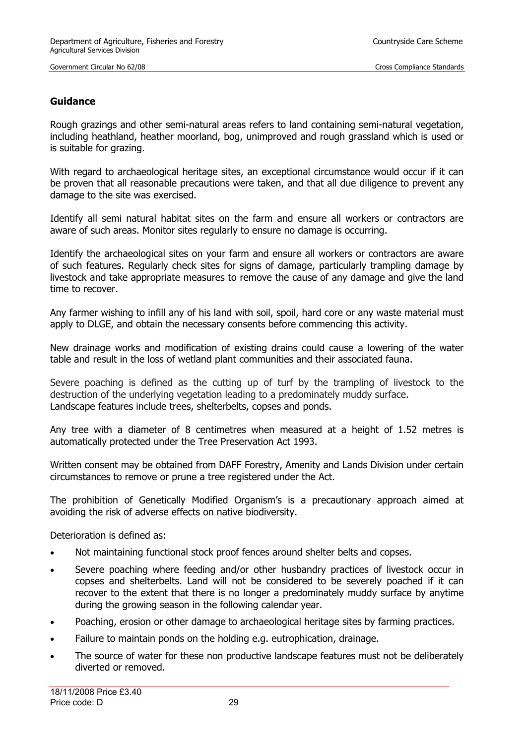## Guidance

Rough grazings and other semi-natural areas refers to land containing semi-natural vegetation, including heathland, heather moorland, bog, unimproved and rough grassland which is used or is suitable for grazing.

With regard to archaeological heritage sites, an exceptional circumstance would occur if it can be proven that all reasonable precautions were taken, and that all due diligence to prevent any damage to the site was exercised.

Identify all semi natural habitat sites on the farm and ensure all workers or contractors are aware of such areas. Monitor sites regularly to ensure no damage is occurring.

Identify the archaeological sites on your farm and ensure all workers or contractors are aware of such features. Regularly check sites for signs of damage, particularly trampling damage by livestock and take appropriate measures to remove the cause of any damage and give the land time to recover.

Any farmer wishing to infill any of his land with soil, spoil, hard core or any waste material must apply to DLGE, and obtain the necessary consents before commencing this activity.

New drainage works and modification of existing drains could cause a lowering of the water table and result in the loss of wetland plant communities and their associated fauna.

Severe poaching is defined as the cutting up of turf by the trampling of livestock to the destruction of the underlying vegetation leading to a predominately muddy surface.
Landscape features include trees, shelterbelts, copses and ponds.

Any tree with a diameter of 8 centimetres when measured at a height of 1.52 metres is automatically protected under the Tree Preservation Act 1993.

Written consent may be obtained from DAFF Forestry, Amenity and Lands Division under certain circumstances to remove or prune a tree registered under the Act.

The prohibition of Genetically Modified Organism's is a precautionary approach aimed at avoiding the risk of adverse effects on native biodiversity.

Deterioration is defined as:

- Not maintaining functional stock proof fences around shelter belts and copses.
- Severe poaching where feeding and/or other husbandry practices of livestock occur in copses and shelterbelts. Land will not be considered to be severely poached if it can recover to the extent that there is no longer a predominately muddy surface by anytime during the growing season in the following calendar year.
- Poaching, erosion or other damage to archaeological heritage sites by farming practices.
- Failure to maintain ponds on the holding e.g. eutrophication, drainage.
- The source of water for these non productive landscape features must not be deliberately diverted or removed.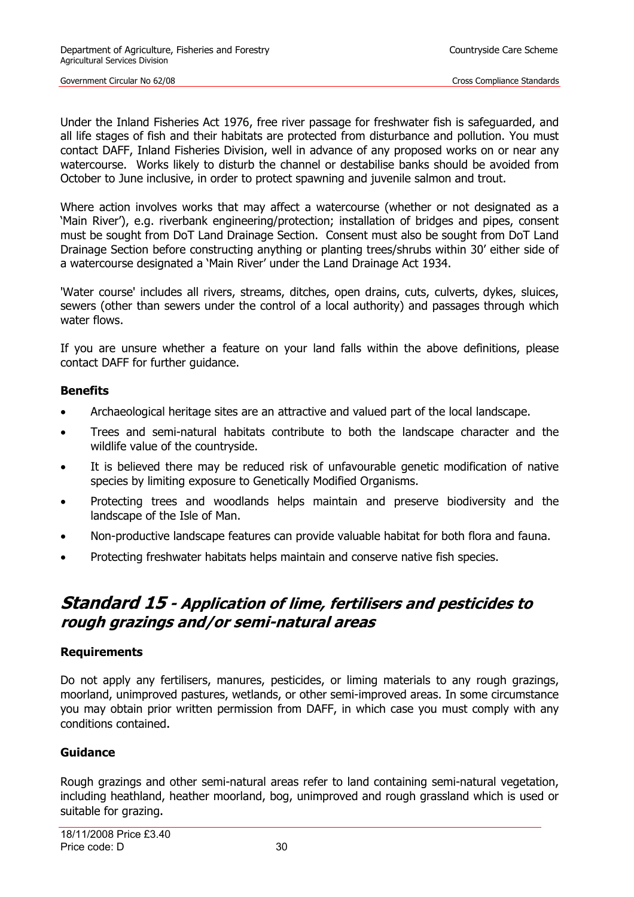Under the Inland Fisheries Act 1976, free river passage for freshwater fish is safeguarded, and all life stages of fish and their habitats are protected from disturbance and pollution. You must contact DAFF, Inland Fisheries Division, well in advance of any proposed works on or near any watercourse. Works likely to disturb the channel or destabilise banks should be avoided from October to June inclusive, in order to protect spawning and juvenile salmon and trout.

Where action involves works that may affect a watercourse (whether or not designated as a 'Main River'), e.g. riverbank engineering/protection; installation of bridges and pipes, consent must be sought from DoT Land Drainage Section. Consent must also be sought from DoT Land Drainage Section before constructing anything or planting trees/shrubs within 30' either side of a watercourse designated a 'Main River' under the Land Drainage Act 1934.

'Water course' includes all rivers, streams, ditches, open drains, cuts, culverts, dykes, sluices, sewers (other than sewers under the control of a local authority) and passages through which water flows.

If you are unsure whether a feature on your land falls within the above definitions, please contact DAFF for further guidance.

### Benefits

- Archaeological heritage sites are an attractive and valued part of the local landscape.
- Trees and semi-natural habitats contribute to both the landscape character and the wildlife value of the countryside.
- It is believed there may be reduced risk of unfavourable genetic modification of native species by limiting exposure to Genetically Modified Organisms.
- Protecting trees and woodlands helps maintain and preserve biodiversity and the landscape of the Isle of Man.
- Non-productive landscape features can provide valuable habitat for both flora and fauna.
- Protecting freshwater habitats helps maintain and conserve native fish species.

## *Standard 15 - Application of lime, fertilisers and pesticides to rough grazings and/or semi-natural areas*

### Requirements

Do not apply any fertilisers, manures, pesticides, or liming materials to any rough grazings, moorland, unimproved pastures, wetlands, or other semi-improved areas. In some circumstance you may obtain prior written permission from DAFF, in which case you must comply with any conditions contained.

### Guidance

Rough grazings and other semi-natural areas refer to land containing semi-natural vegetation, including heathland, heather moorland, bog, unimproved and rough grassland which is used or suitable for grazing.

18/11/2008 Price £3.40
Price code: D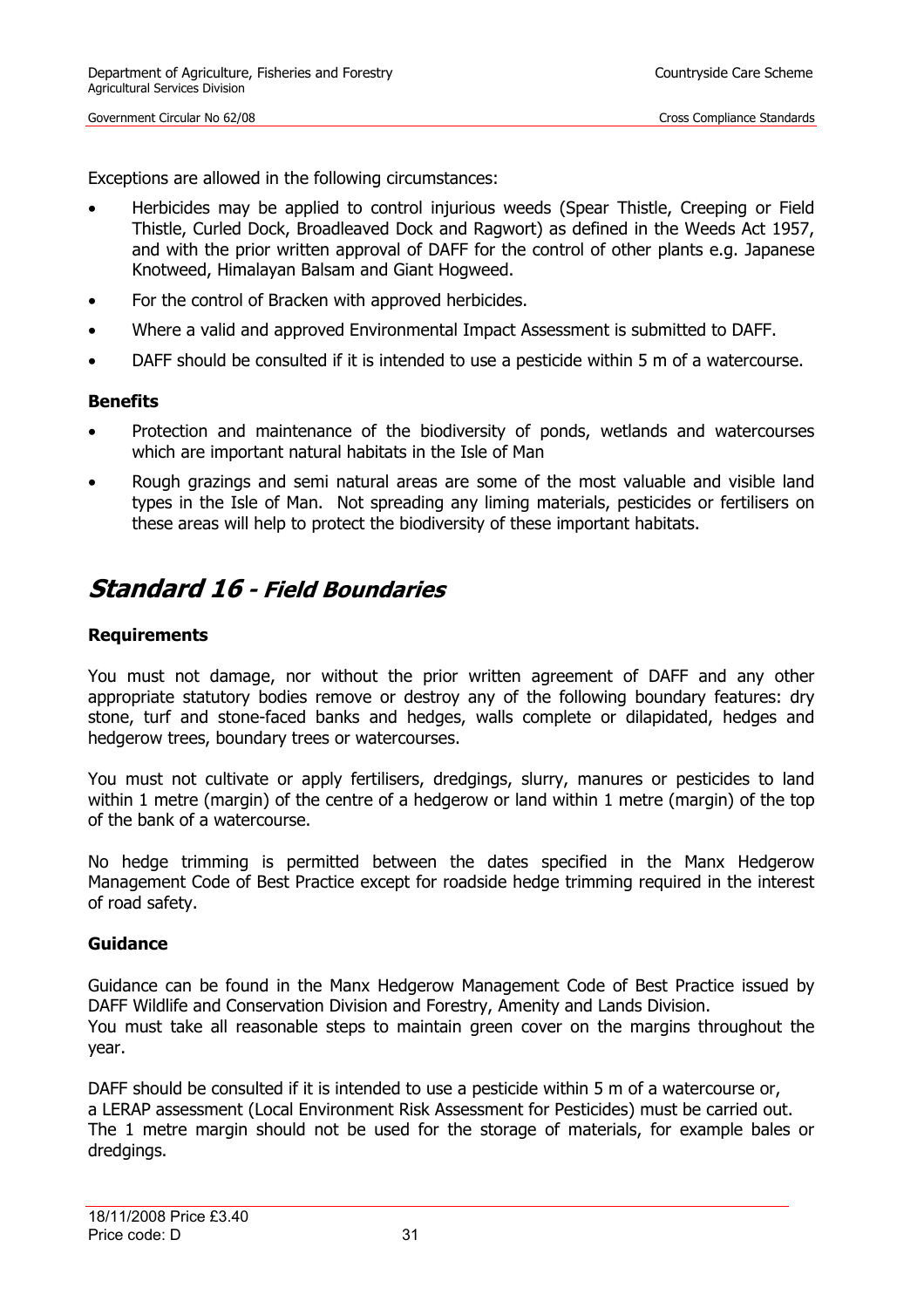Exceptions are allowed in the following circumstances:

- Herbicides may be applied to control injurious weeds (Spear Thistle, Creeping or Field Thistle, Curled Dock, Broadleaved Dock and Ragwort) as defined in the Weeds Act 1957, and with the prior written approval of DAFF for the control of other plants e.g. Japanese Knotweed, Himalayan Balsam and Giant Hogweed.
- For the control of Bracken with approved herbicides.
- Where a valid and approved Environmental Impact Assessment is submitted to DAFF.
- DAFF should be consulted if it is intended to use a pesticide within 5 m of a watercourse.

### Benefits

- Protection and maintenance of the biodiversity of ponds, wetlands and watercourses which are important natural habitats in the Isle of Man
- Rough grazings and semi natural areas are some of the most valuable and visible land types in the Isle of Man. Not spreading any liming materials, pesticides or fertilisers on these areas will help to protect the biodiversity of these important habitats.

## *Standard 16 - Field Boundaries*

### Requirements

You must not damage, nor without the prior written agreement of DAFF and any other appropriate statutory bodies remove or destroy any of the following boundary features: dry stone, turf and stone-faced banks and hedges, walls complete or dilapidated, hedges and hedgerow trees, boundary trees or watercourses.

You must not cultivate or apply fertilisers, dredgings, slurry, manures or pesticides to land within 1 metre (margin) of the centre of a hedgerow or land within 1 metre (margin) of the top of the bank of a watercourse.

No hedge trimming is permitted between the dates specified in the Manx Hedgerow Management Code of Best Practice except for roadside hedge trimming required in the interest of road safety.

### Guidance

Guidance can be found in the Manx Hedgerow Management Code of Best Practice issued by DAFF Wildlife and Conservation Division and Forestry, Amenity and Lands Division.
You must take all reasonable steps to maintain green cover on the margins throughout the year.

DAFF should be consulted if it is intended to use a pesticide within 5 m of a watercourse or,
a LERAP assessment (Local Environment Risk Assessment for Pesticides) must be carried out.
The 1 metre margin should not be used for the storage of materials, for example bales or dredgings.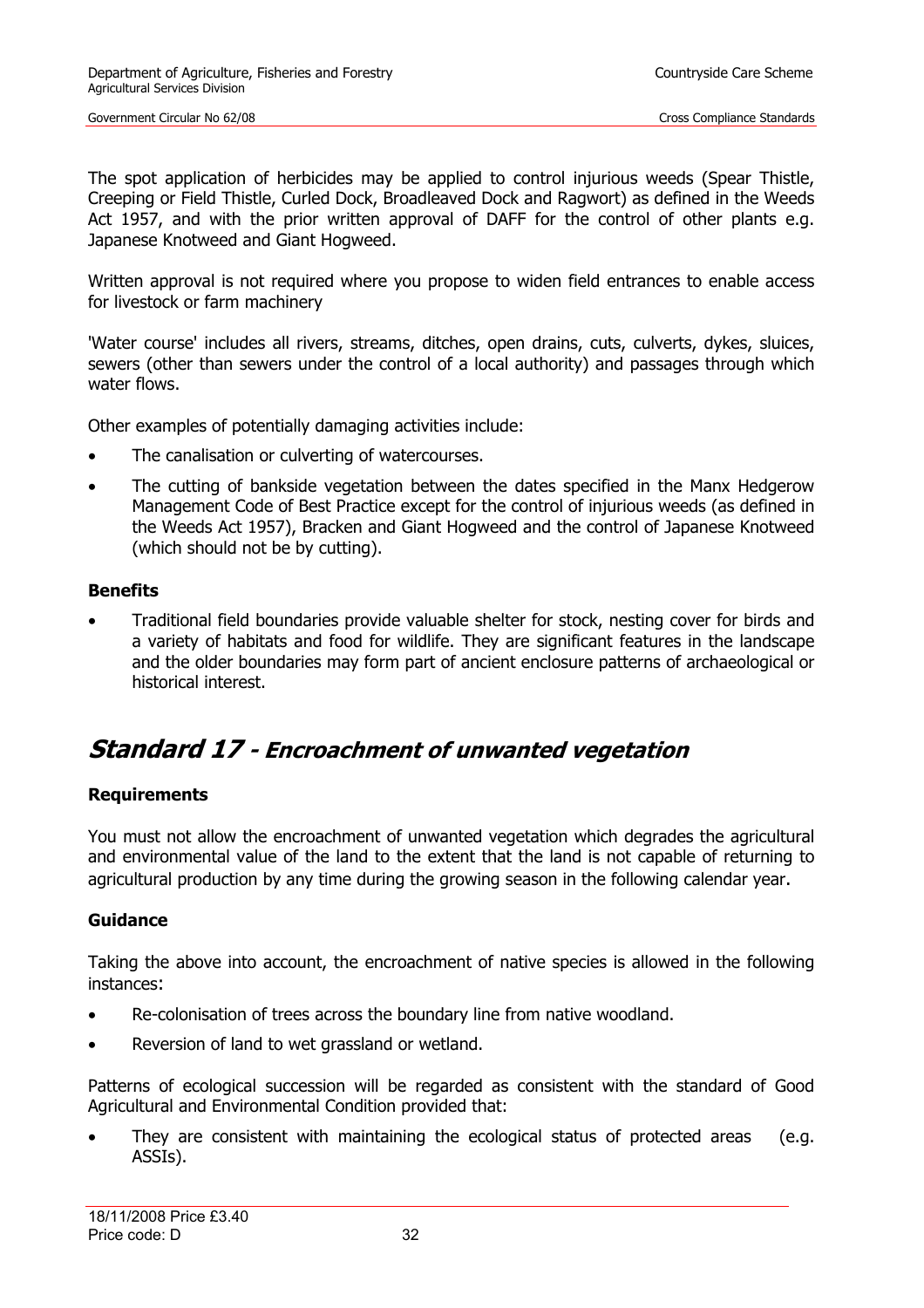The spot application of herbicides may be applied to control injurious weeds (Spear Thistle, Creeping or Field Thistle, Curled Dock, Broadleaved Dock and Ragwort) as defined in the Weeds Act 1957, and with the prior written approval of DAFF for the control of other plants e.g. Japanese Knotweed and Giant Hogweed.

Written approval is not required where you propose to widen field entrances to enable access for livestock or farm machinery

'Water course' includes all rivers, streams, ditches, open drains, cuts, culverts, dykes, sluices, sewers (other than sewers under the control of a local authority) and passages through which water flows.

Other examples of potentially damaging activities include:

- The canalisation or culverting of watercourses.
- The cutting of bankside vegetation between the dates specified in the Manx Hedgerow Management Code of Best Practice except for the control of injurious weeds (as defined in the Weeds Act 1957), Bracken and Giant Hogweed and the control of Japanese Knotweed (which should not be by cutting).

**Benefits**

- Traditional field boundaries provide valuable shelter for stock, nesting cover for birds and a variety of habitats and food for wildlife. They are significant features in the landscape and the older boundaries may form part of ancient enclosure patterns of archaeological or historical interest.

## *Standard 17 - Encroachment of unwanted vegetation*

**Requirements**

You must not allow the encroachment of unwanted vegetation which degrades the agricultural and environmental value of the land to the extent that the land is not capable of returning to agricultural production by any time during the growing season in the following calendar year.

**Guidance**

Taking the above into account, the encroachment of native species is allowed in the following instances:

- Re-colonisation of trees across the boundary line from native woodland.
- Reversion of land to wet grassland or wetland.

Patterns of ecological succession will be regarded as consistent with the standard of Good Agricultural and Environmental Condition provided that:

- They are consistent with maintaining the ecological status of protected areas (e.g. ASSIs).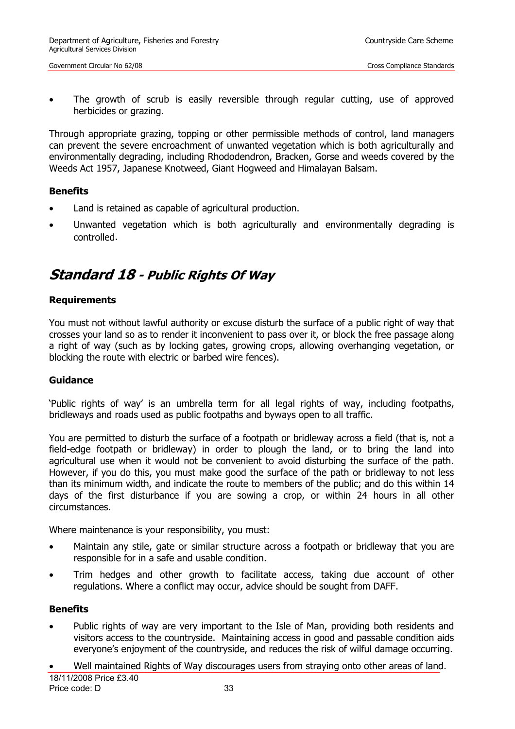- The growth of scrub is easily reversible through regular cutting, use of approved herbicides or grazing.

Through appropriate grazing, topping or other permissible methods of control, land managers can prevent the severe encroachment of unwanted vegetation which is both agriculturally and environmentally degrading, including Rhododendron, Bracken, Gorse and weeds covered by the Weeds Act 1957, Japanese Knotweed, Giant Hogweed and Himalayan Balsam.

### Benefits

- Land is retained as capable of agricultural production.
- Unwanted vegetation which is both agriculturally and environmentally degrading is controlled.

## *Standard 18 - Public Rights Of Way*

### Requirements

You must not without lawful authority or excuse disturb the surface of a public right of way that crosses your land so as to render it inconvenient to pass over it, or block the free passage along a right of way (such as by locking gates, growing crops, allowing overhanging vegetation, or blocking the route with electric or barbed wire fences).

### Guidance

'Public rights of way' is an umbrella term for all legal rights of way, including footpaths, bridleways and roads used as public footpaths and byways open to all traffic.

You are permitted to disturb the surface of a footpath or bridleway across a field (that is, not a field-edge footpath or bridleway) in order to plough the land, or to bring the land into agricultural use when it would not be convenient to avoid disturbing the surface of the path. However, if you do this, you must make good the surface of the path or bridleway to not less than its minimum width, and indicate the route to members of the public; and do this within 14 days of the first disturbance if you are sowing a crop, or within 24 hours in all other circumstances.

Where maintenance is your responsibility, you must:

- Maintain any stile, gate or similar structure across a footpath or bridleway that you are responsible for in a safe and usable condition.
- Trim hedges and other growth to facilitate access, taking due account of other regulations. Where a conflict may occur, advice should be sought from DAFF.

### Benefits

- Public rights of way are very important to the Isle of Man, providing both residents and visitors access to the countryside. Maintaining access in good and passable condition aids everyone's enjoyment of the countryside, and reduces the risk of wilful damage occurring.
- Well maintained Rights of Way discourages users from straying onto other areas of land.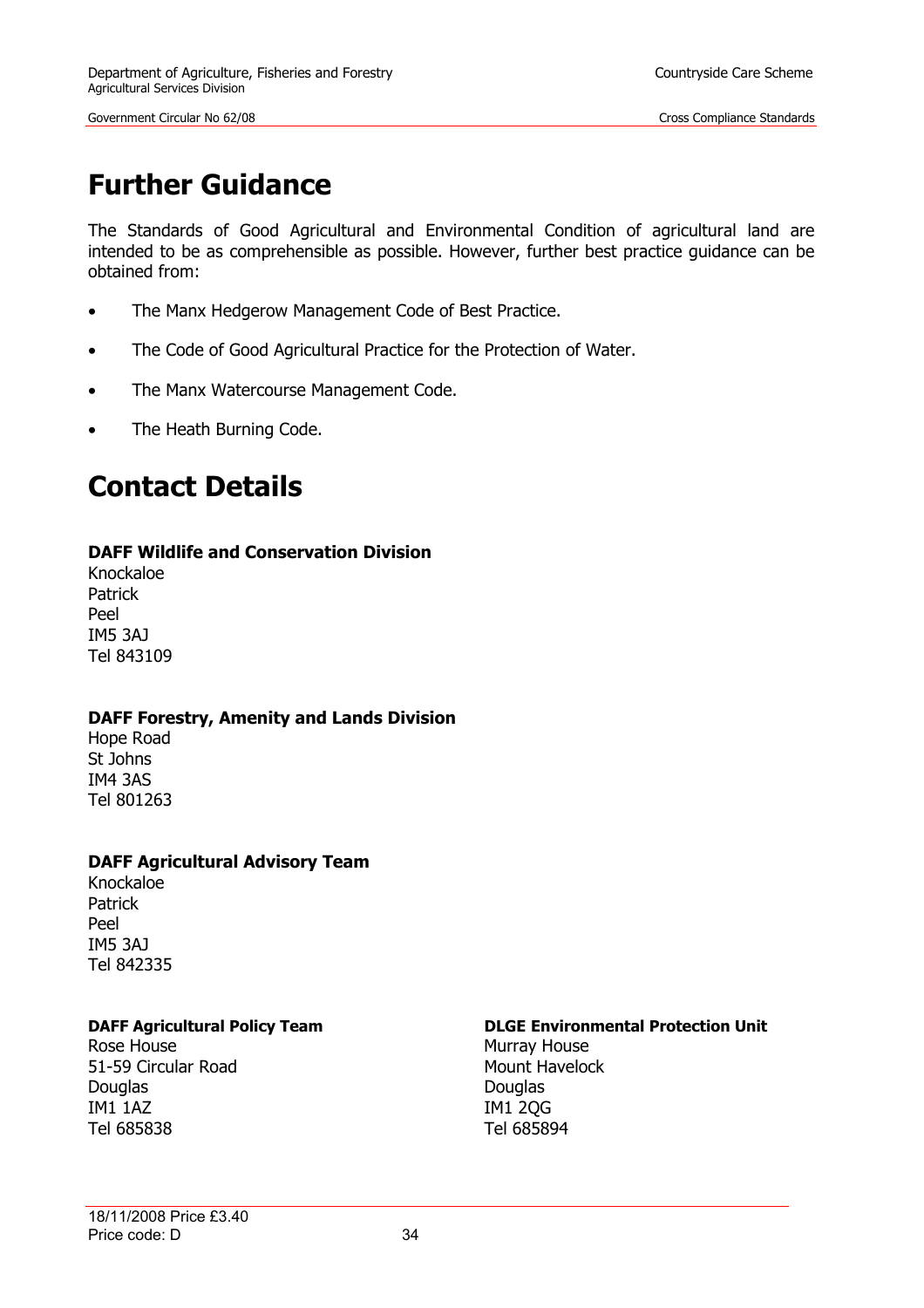# Further Guidance

The Standards of Good Agricultural and Environmental Condition of agricultural land are intended to be as comprehensible as possible. However, further best practice guidance can be obtained from:

- The Manx Hedgerow Management Code of Best Practice.
- The Code of Good Agricultural Practice for the Protection of Water.
- The Manx Watercourse Management Code.
- The Heath Burning Code.

# Contact Details

**DAFF Wildlife and Conservation Division**
Knockaloe
Patrick
Peel
IM5 3AJ
Tel 843109

**DAFF Forestry, Amenity and Lands Division**
Hope Road
St Johns
IM4 3AS
Tel 801263

**DAFF Agricultural Advisory Team**
Knockaloe
Patrick
Peel
IM5 3AJ
Tel 842335

**DAFF Agricultural Policy Team**
Rose House
51-59 Circular Road
Douglas
IM1 1AZ
Tel 685838

**DLGE Environmental Protection Unit**
Murray House
Mount Havelock
Douglas
IM1 2QG
Tel 685894

18/11/2008 Price £3.40
Price code: D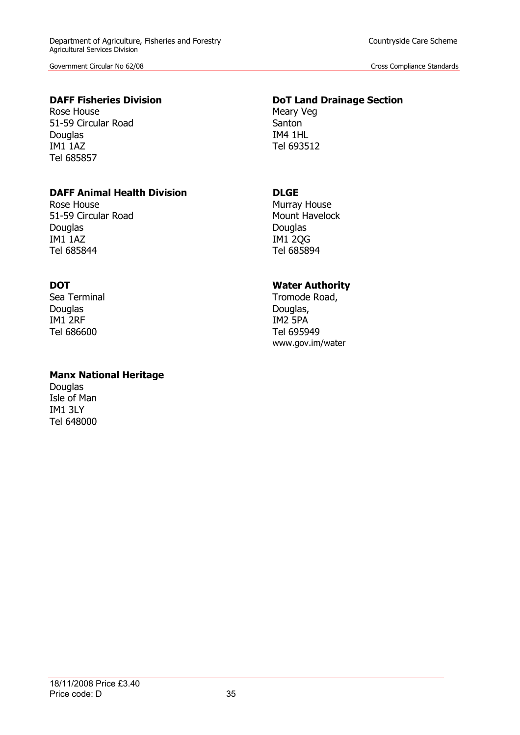**DAFF Fisheries Division**
Rose House
51-59 Circular Road
Douglas
IM1 1AZ
Tel 685857

**DAFF Animal Health Division**
Rose House
51-59 Circular Road
Douglas
IM1 1AZ
Tel 685844

**DOT**
Sea Terminal
Douglas
IM1 2RF
Tel 686600

**Manx National Heritage**
Douglas
Isle of Man
IM1 3LY
Tel 648000

**DoT Land Drainage Section**
Meary Veg
Santon
IM4 1HL
Tel 693512

**DLGE**
Murray House
Mount Havelock
Douglas
IM1 2QG
Tel 685894

**Water Authority**
Tromode Road,
Douglas,
IM2 5PA
Tel 695949
www.gov.im/water

18/11/2008 Price £3.40
Price code: D